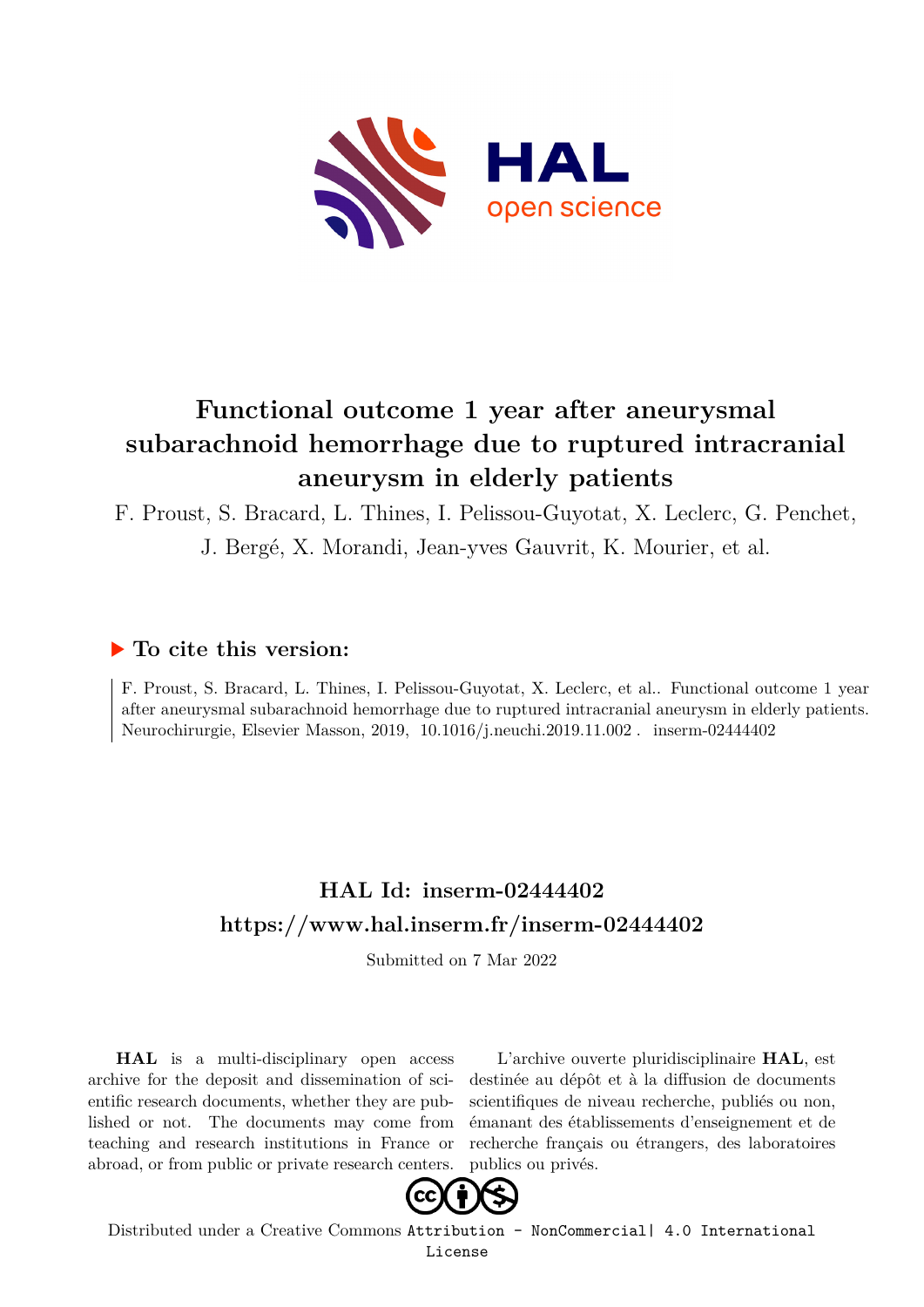# Functional outcome 1 year after aneurysmal subarachnoid hemorrhage due to ruptured intracranial aneurysm in elderly patients

F. Proust, S. Bracard, L. Thines, I. Pelissou-Guyotat, X. Leclerc, G. Penchet, J. Bergé, X. Morandi, Jean-yves Gauvrit, K. Mourier, et al.

## ▶ To cite this version:

F. Proust, S. Bracard, L. Thines, I. Pelissou-Guyotat, X. Leclerc, et al.. Functional outcome 1 year after aneurysmal subarachnoid hemorrhage due to ruptured intracranial aneurysm in elderly patients. Neurochirurgie, Elsevier Masson, 2019, 10.1016/j.neuchi.2019.11.002 . inserm-02444402

## HAL Id: inserm-02444402
## https://www.hal.inserm.fr/inserm-02444402

Submitted on 7 Mar 2022

**HAL** is a multi-disciplinary open access archive for the deposit and dissemination of scientific research documents, whether they are published or not. The documents may come from teaching and research institutions in France or abroad, or from public or private research centers.

L'archive ouverte pluridisciplinaire **HAL**, est destinée au dépôt et à la diffusion de documents scientifiques de niveau recherche, publiés ou non, émanant des établissements d'enseignement et de recherche français ou étrangers, des laboratoires publics ou privés.

Distributed under a Creative Commons Attribution - NonCommercial| 4.0 International License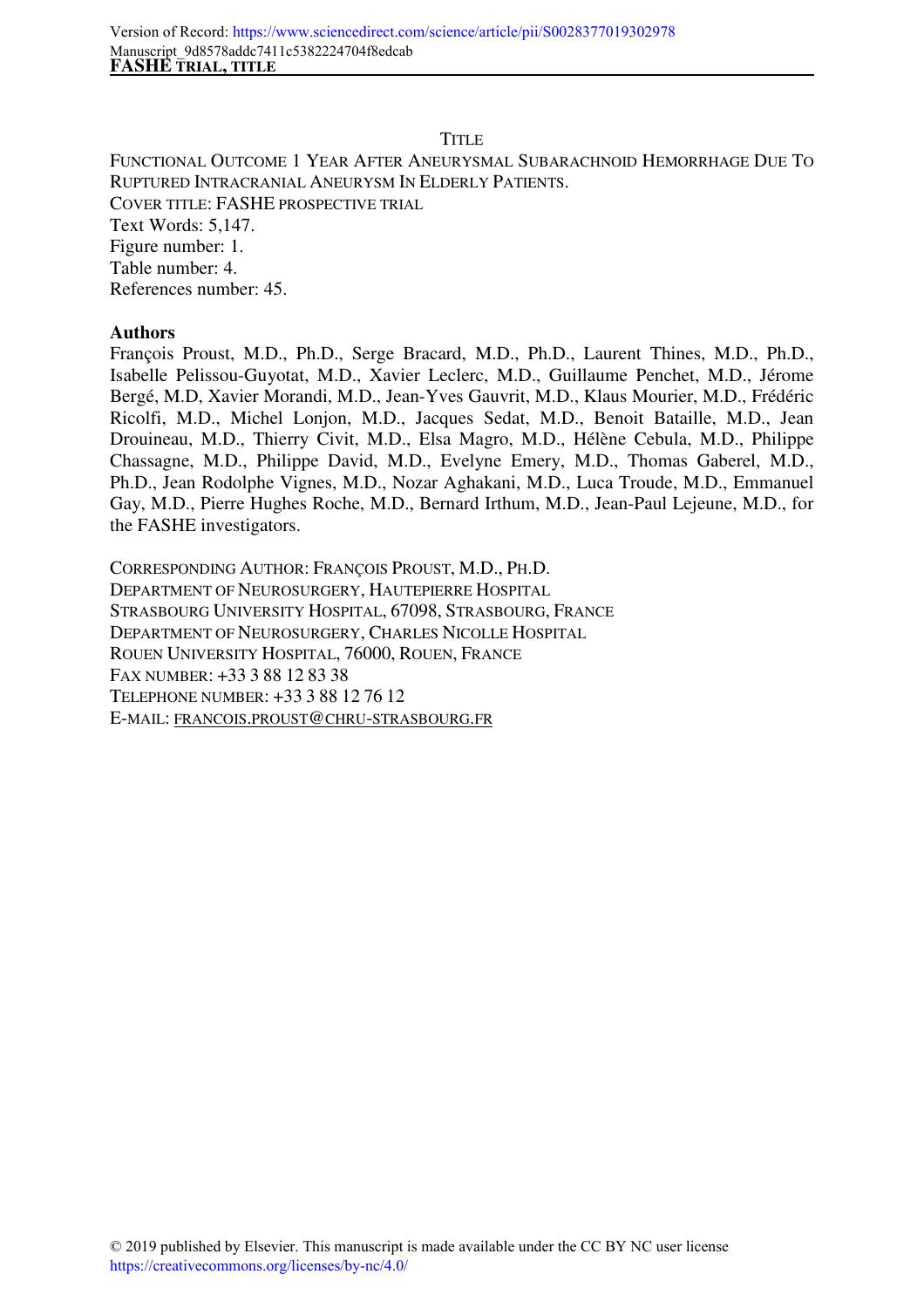TITLE

FUNCTIONAL OUTCOME 1 YEAR AFTER ANEURYSMAL SUBARACHNOID HEMORRHAGE DUE TO RUPTURED INTRACRANIAL ANEURYSM IN ELDERLY PATIENTS.

COVER TITLE: FASHE PROSPECTIVE TRIAL

Text Words: 5,147.

Figure number: 1.

Table number: 4.

References number: 45.

**Authors**

François Proust, M.D., Ph.D., Serge Bracard, M.D., Ph.D., Laurent Thines, M.D., Ph.D., Isabelle Pelissou-Guyotat, M.D., Xavier Leclerc, M.D., Guillaume Penchet, M.D., Jérome Bergé, M.D, Xavier Morandi, M.D., Jean-Yves Gauvrit, M.D., Klaus Mourier, M.D., Frédéric Ricolfi, M.D., Michel Lonjon, M.D., Jacques Sedat, M.D., Benoit Bataille, M.D., Jean Drouineau, M.D., Thierry Civit, M.D., Elsa Magro, M.D., Hélène Cebula, M.D., Philippe Chassagne, M.D., Philippe David, M.D., Evelyne Emery, M.D., Thomas Gaberel, M.D., Ph.D., Jean Rodolphe Vignes, M.D., Nozar Aghakani, M.D., Luca Troude, M.D., Emmanuel Gay, M.D., Pierre Hughes Roche, M.D., Bernard Irthum, M.D., Jean-Paul Lejeune, M.D., for the FASHE investigators.

CORRESPONDING AUTHOR: FRANÇOIS PROUST, M.D., PH.D.
DEPARTMENT OF NEUROSURGERY, HAUTEPIERRE HOSPITAL
STRASBOURG UNIVERSITY HOSPITAL, 67098, STRASBOURG, FRANCE
DEPARTMENT OF NEUROSURGERY, CHARLES NICOLLE HOSPITAL
ROUEN UNIVERSITY HOSPITAL, 76000, ROUEN, FRANCE
FAX NUMBER: +33 3 88 12 83 38
TELEPHONE NUMBER: +33 3 88 12 76 12
E-MAIL: FRANCOIS.PROUST@CHRU-STRASBOURG.FR

© 2019 published by Elsevier. This manuscript is made available under the CC BY NC user license https://creativecommons.org/licenses/by-nc/4.0/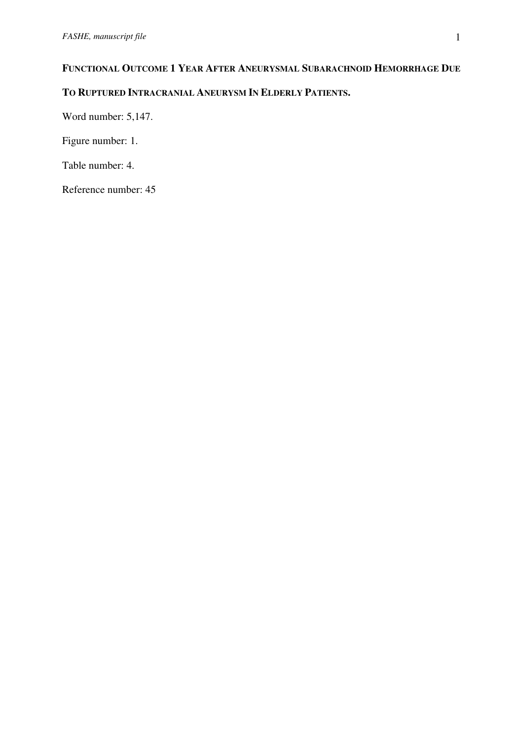# FUNCTIONAL OUTCOME 1 YEAR AFTER ANEURYSMAL SUBARACHNOID HEMORRHAGE DUE TO RUPTURED INTRACRANIAL ANEURYSM IN ELDERLY PATIENTS.

Word number: 5,147.

Figure number: 1.

Table number: 4.

Reference number: 45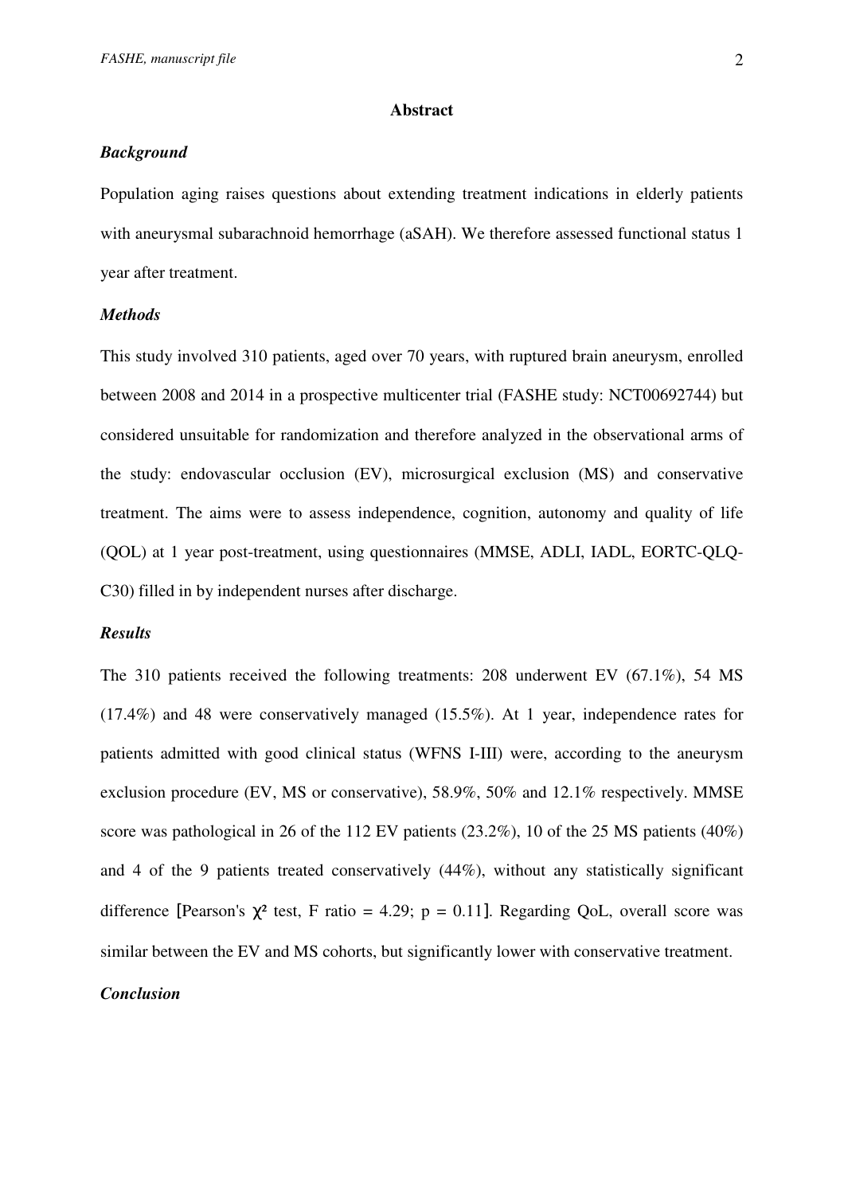## Abstract

### *Background*

Population aging raises questions about extending treatment indications in elderly patients with aneurysmal subarachnoid hemorrhage (aSAH). We therefore assessed functional status 1 year after treatment.

### *Methods*

This study involved 310 patients, aged over 70 years, with ruptured brain aneurysm, enrolled between 2008 and 2014 in a prospective multicenter trial (FASHE study: NCT00692744) but considered unsuitable for randomization and therefore analyzed in the observational arms of the study: endovascular occlusion (EV), microsurgical exclusion (MS) and conservative treatment. The aims were to assess independence, cognition, autonomy and quality of life (QOL) at 1 year post-treatment, using questionnaires (MMSE, ADLI, IADL, EORTC-QLQ-C30) filled in by independent nurses after discharge.

### *Results*

The 310 patients received the following treatments: 208 underwent EV (67.1%), 54 MS (17.4%) and 48 were conservatively managed (15.5%). At 1 year, independence rates for patients admitted with good clinical status (WFNS I-III) were, according to the aneurysm exclusion procedure (EV, MS or conservative), 58.9%, 50% and 12.1% respectively. MMSE score was pathological in 26 of the 112 EV patients (23.2%), 10 of the 25 MS patients (40%) and 4 of the 9 patients treated conservatively (44%), without any statistically significant difference [Pearson's $\chi^2$ test, F ratio = 4.29; $p = 0.11$]. Regarding QoL, overall score was similar between the EV and MS cohorts, but significantly lower with conservative treatment.

### *Conclusion*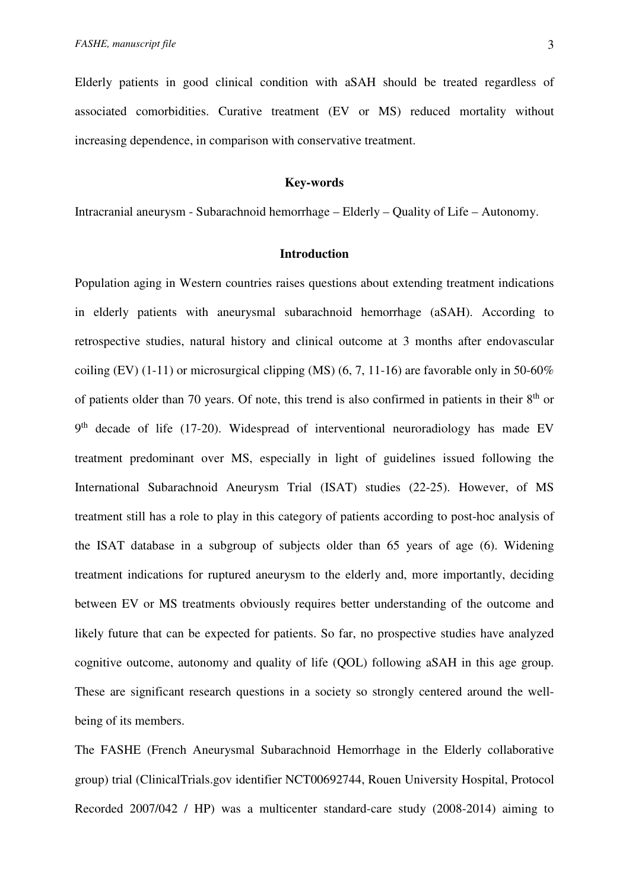Elderly patients in good clinical condition with aSAH should be treated regardless of associated comorbidities. Curative treatment (EV or MS) reduced mortality without increasing dependence, in comparison with conservative treatment.

### Key-words

Intracranial aneurysm - Subarachnoid hemorrhage – Elderly – Quality of Life – Autonomy.

### Introduction

Population aging in Western countries raises questions about extending treatment indications in elderly patients with aneurysmal subarachnoid hemorrhage (aSAH). According to retrospective studies, natural history and clinical outcome at 3 months after endovascular coiling (EV) (1-11) or microsurgical clipping (MS) (6, 7, 11-16) are favorable only in 50-60% of patients older than 70 years. Of note, this trend is also confirmed in patients in their 8th or 9th decade of life (17-20). Widespread of interventional neuroradiology has made EV treatment predominant over MS, especially in light of guidelines issued following the International Subarachnoid Aneurysm Trial (ISAT) studies (22-25). However, of MS treatment still has a role to play in this category of patients according to post-hoc analysis of the ISAT database in a subgroup of subjects older than 65 years of age (6). Widening treatment indications for ruptured aneurysm to the elderly and, more importantly, deciding between EV or MS treatments obviously requires better understanding of the outcome and likely future that can be expected for patients. So far, no prospective studies have analyzed cognitive outcome, autonomy and quality of life (QOL) following aSAH in this age group. These are significant research questions in a society so strongly centered around the well-being of its members.

The FASHE (French Aneurysmal Subarachnoid Hemorrhage in the Elderly collaborative group) trial (ClinicalTrials.gov identifier NCT00692744, Rouen University Hospital, Protocol Recorded 2007/042 / HP) was a multicenter standard-care study (2008-2014) aiming to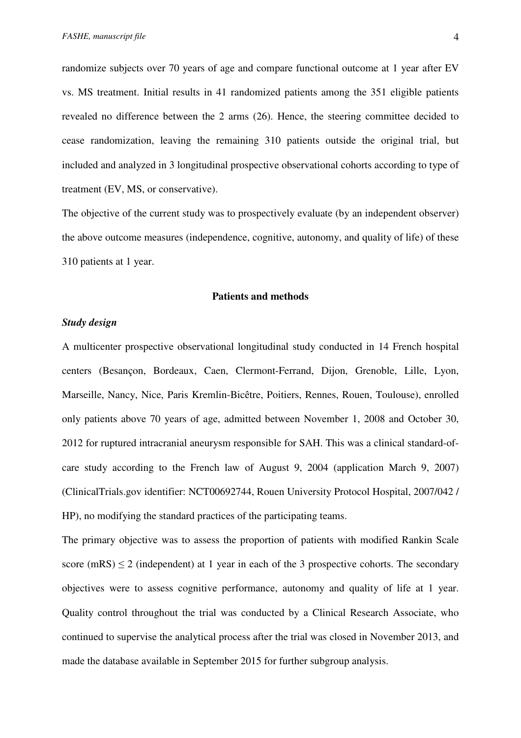randomize subjects over 70 years of age and compare functional outcome at 1 year after EV vs. MS treatment. Initial results in 41 randomized patients among the 351 eligible patients revealed no difference between the 2 arms (26). Hence, the steering committee decided to cease randomization, leaving the remaining 310 patients outside the original trial, but included and analyzed in 3 longitudinal prospective observational cohorts according to type of treatment (EV, MS, or conservative).

The objective of the current study was to prospectively evaluate (by an independent observer) the above outcome measures (independence, cognitive, autonomy, and quality of life) of these 310 patients at 1 year.

## Patients and methods

### *Study design*

A multicenter prospective observational longitudinal study conducted in 14 French hospital centers (Besançon, Bordeaux, Caen, Clermont-Ferrand, Dijon, Grenoble, Lille, Lyon, Marseille, Nancy, Nice, Paris Kremlin-Bicêtre, Poitiers, Rennes, Rouen, Toulouse), enrolled only patients above 70 years of age, admitted between November 1, 2008 and October 30, 2012 for ruptured intracranial aneurysm responsible for SAH. This was a clinical standard-of-care study according to the French law of August 9, 2004 (application March 9, 2007) (ClinicalTrials.gov identifier: NCT00692744, Rouen University Protocol Hospital, 2007/042 / HP), no modifying the standard practices of the participating teams.

The primary objective was to assess the proportion of patients with modified Rankin Scale score (mRS) $\leq 2$ (independent) at 1 year in each of the 3 prospective cohorts. The secondary objectives were to assess cognitive performance, autonomy and quality of life at 1 year. Quality control throughout the trial was conducted by a Clinical Research Associate, who continued to supervise the analytical process after the trial was closed in November 2013, and made the database available in September 2015 for further subgroup analysis.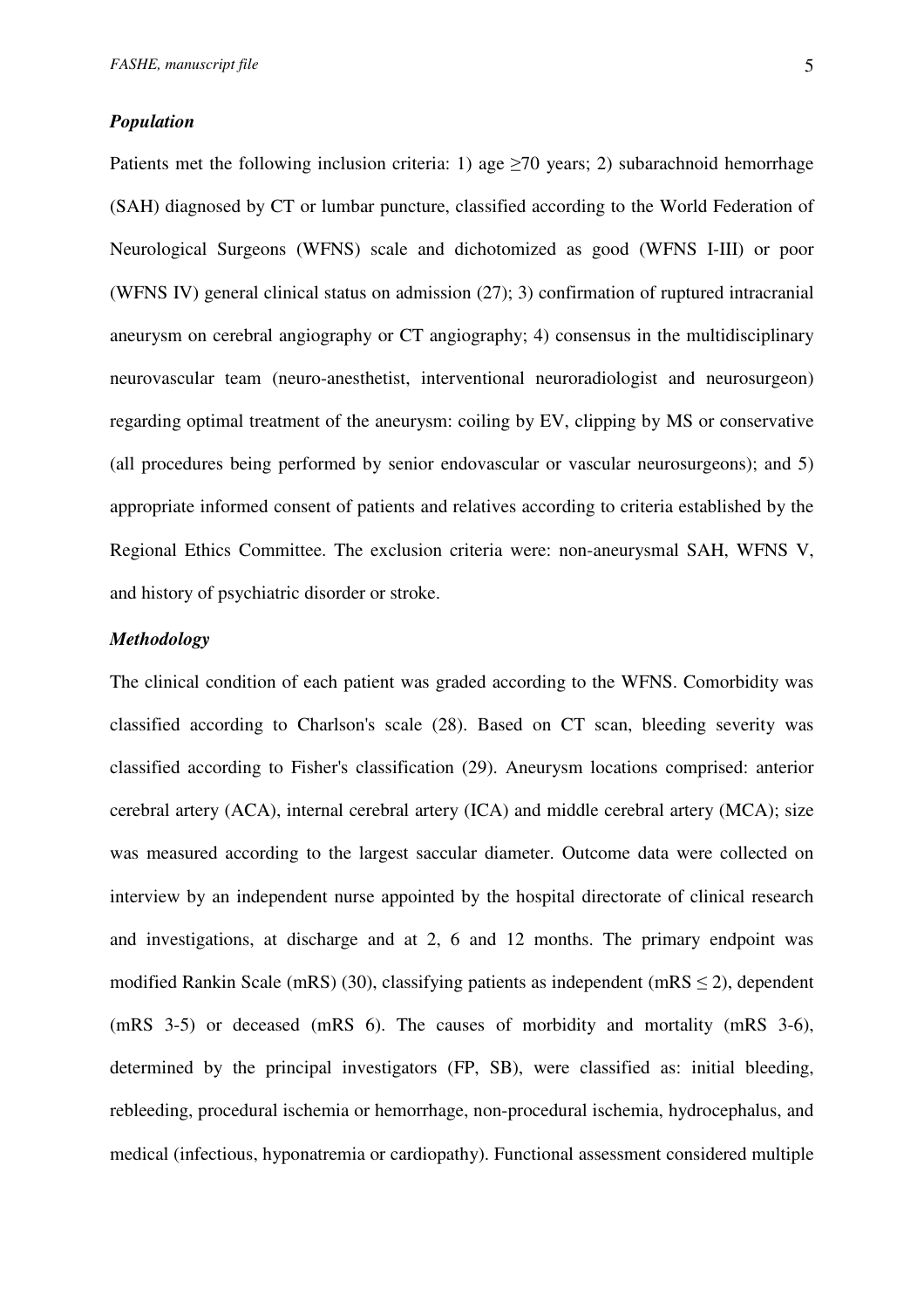### *Population*

Patients met the following inclusion criteria: 1) age ≥70 years; 2) subarachnoid hemorrhage (SAH) diagnosed by CT or lumbar puncture, classified according to the World Federation of Neurological Surgeons (WFNS) scale and dichotomized as good (WFNS I-III) or poor (WFNS IV) general clinical status on admission (27); 3) confirmation of ruptured intracranial aneurysm on cerebral angiography or CT angiography; 4) consensus in the multidisciplinary neurovascular team (neuro-anesthetist, interventional neuroradiologist and neurosurgeon) regarding optimal treatment of the aneurysm: coiling by EV, clipping by MS or conservative (all procedures being performed by senior endovascular or vascular neurosurgeons); and 5) appropriate informed consent of patients and relatives according to criteria established by the Regional Ethics Committee. The exclusion criteria were: non-aneurysmal SAH, WFNS V, and history of psychiatric disorder or stroke.

### *Methodology*

The clinical condition of each patient was graded according to the WFNS. Comorbidity was classified according to Charlson's scale (28). Based on CT scan, bleeding severity was classified according to Fisher's classification (29). Aneurysm locations comprised: anterior cerebral artery (ACA), internal cerebral artery (ICA) and middle cerebral artery (MCA); size was measured according to the largest saccular diameter. Outcome data were collected on interview by an independent nurse appointed by the hospital directorate of clinical research and investigations, at discharge and at 2, 6 and 12 months. The primary endpoint was modified Rankin Scale (mRS) (30), classifying patients as independent (mRS ≤ 2), dependent (mRS 3-5) or deceased (mRS 6). The causes of morbidity and mortality (mRS 3-6), determined by the principal investigators (FP, SB), were classified as: initial bleeding, rebleeding, procedural ischemia or hemorrhage, non-procedural ischemia, hydrocephalus, and medical (infectious, hyponatremia or cardiopathy). Functional assessment considered multiple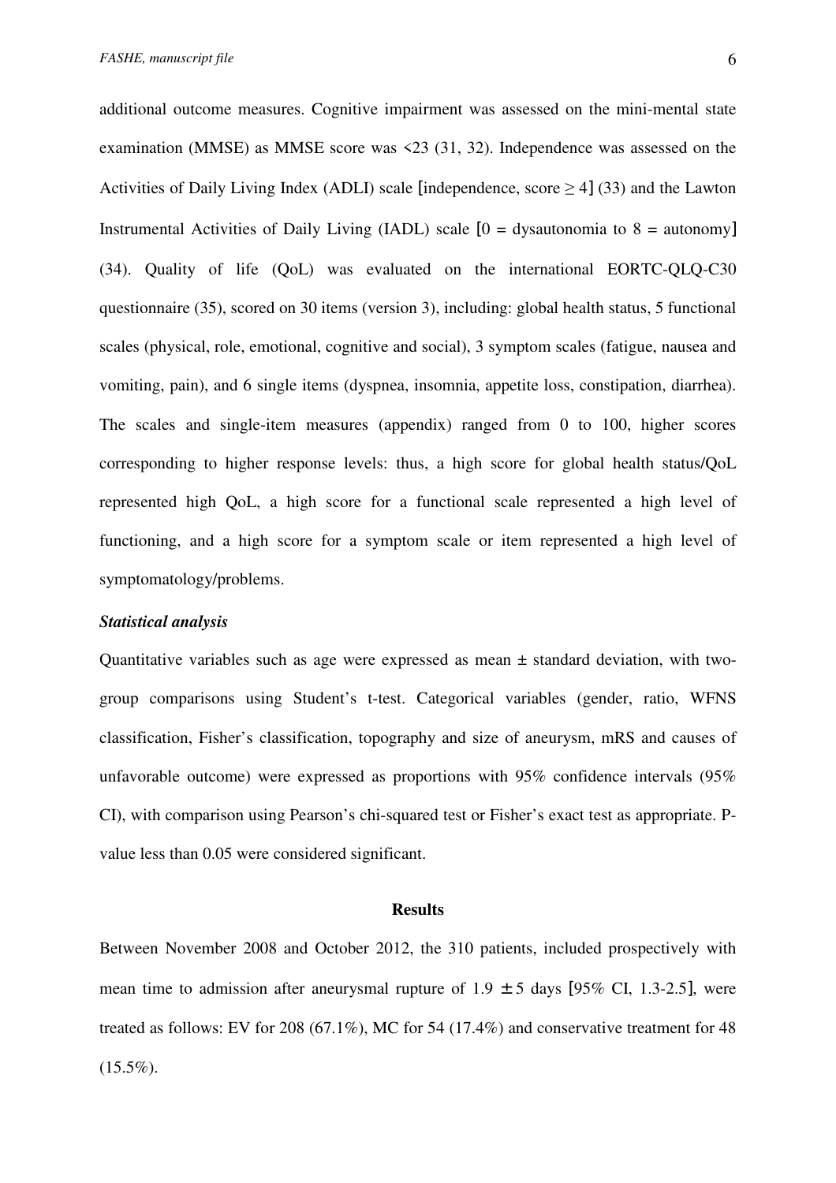additional outcome measures. Cognitive impairment was assessed on the mini-mental state examination (MMSE) as MMSE score was <23 (31, 32). Independence was assessed on the Activities of Daily Living Index (ADLI) scale [independence, score $\geq 4$] (33) and the Lawton Instrumental Activities of Daily Living (IADL) scale [0 = dysautonomia to 8 = autonomy] (34). Quality of life (QoL) was evaluated on the international EORTC-QLQ-C30 questionnaire (35), scored on 30 items (version 3), including: global health status, 5 functional scales (physical, role, emotional, cognitive and social), 3 symptom scales (fatigue, nausea and vomiting, pain), and 6 single items (dyspnea, insomnia, appetite loss, constipation, diarrhea). The scales and single-item measures (appendix) ranged from 0 to 100, higher scores corresponding to higher response levels: thus, a high score for global health status/QoL represented high QoL, a high score for a functional scale represented a high level of functioning, and a high score for a symptom scale or item represented a high level of symptomatology/problems.

***Statistical analysis***

Quantitative variables such as age were expressed as mean ± standard deviation, with two-group comparisons using Student's t-test. Categorical variables (gender, ratio, WFNS classification, Fisher's classification, topography and size of aneurysm, mRS and causes of unfavorable outcome) were expressed as proportions with 95% confidence intervals (95% CI), with comparison using Pearson's chi-squared test or Fisher's exact test as appropriate. P-value less than 0.05 were considered significant.

## Results

Between November 2008 and October 2012, the 310 patients, included prospectively with mean time to admission after aneurysmal rupture of 1.9 ± 5 days [95% CI, 1.3-2.5], were treated as follows: EV for 208 (67.1%), MC for 54 (17.4%) and conservative treatment for 48 (15.5%).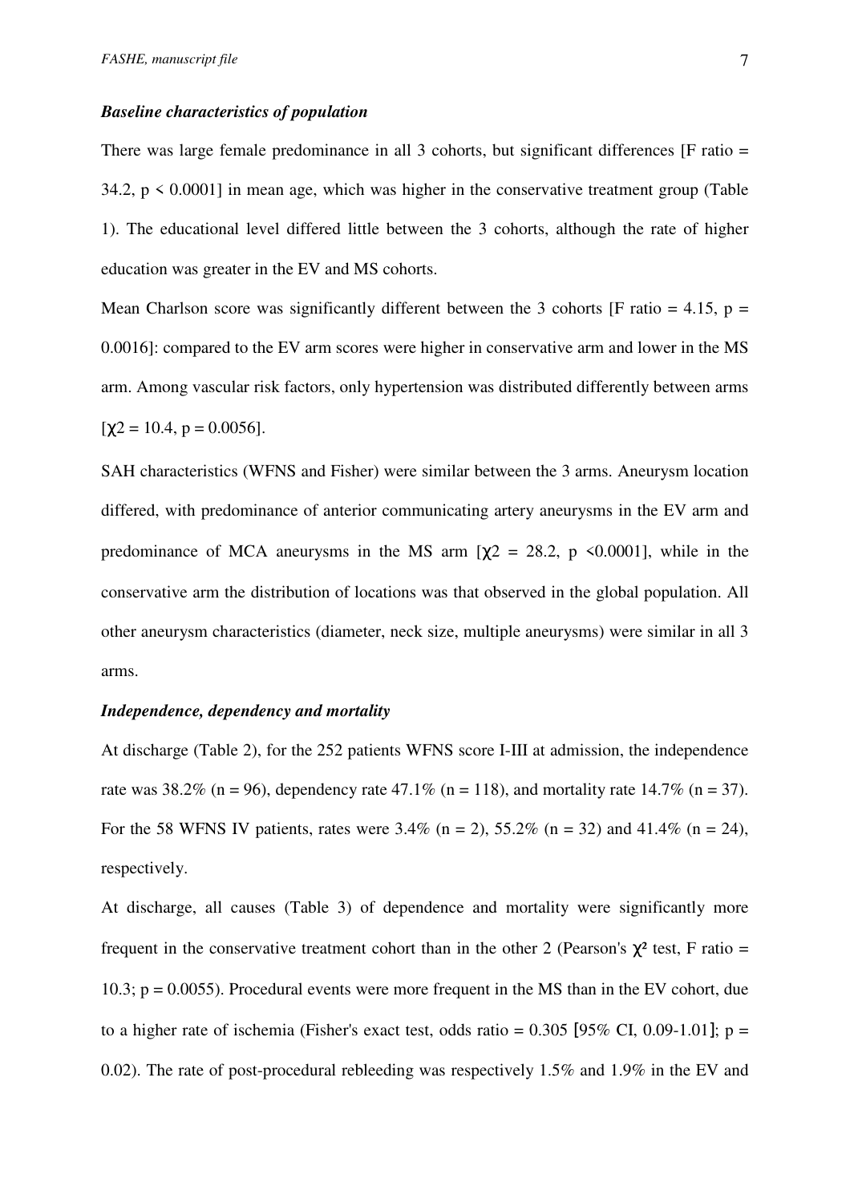### *Baseline characteristics of population*

There was large female predominance in all 3 cohorts, but significant differences [F ratio = 34.2, $p < 0.0001$] in mean age, which was higher in the conservative treatment group (Table 1). The educational level differed little between the 3 cohorts, although the rate of higher education was greater in the EV and MS cohorts.

Mean Charlson score was significantly different between the 3 cohorts [F ratio = 4.15, $p = 0.0016$]: compared to the EV arm scores were higher in conservative arm and lower in the MS arm. Among vascular risk factors, only hypertension was distributed differently between arms [$\chi 2 = 10.4$, $p = 0.0056$].

SAH characteristics (WFNS and Fisher) were similar between the 3 arms. Aneurysm location differed, with predominance of anterior communicating artery aneurysms in the EV arm and predominance of MCA aneurysms in the MS arm [$\chi 2 = 28.2$, $p < 0.0001$], while in the conservative arm the distribution of locations was that observed in the global population. All other aneurysm characteristics (diameter, neck size, multiple aneurysms) were similar in all 3 arms.

### *Independence, dependency and mortality*

At discharge (Table 2), for the 252 patients WFNS score I-III at admission, the independence rate was 38.2% (n = 96), dependency rate 47.1% (n = 118), and mortality rate 14.7% (n = 37). For the 58 WFNS IV patients, rates were 3.4% (n = 2), 55.2% (n = 32) and 41.4% (n = 24), respectively.

At discharge, all causes (Table 3) of dependence and mortality were significantly more frequent in the conservative treatment cohort than in the other 2 (Pearson's $\chi^2$ test, F ratio = 10.3; $p = 0.0055$). Procedural events were more frequent in the MS than in the EV cohort, due to a higher rate of ischemia (Fisher's exact test, odds ratio = 0.305 [95% CI, 0.09-1.01]; $p = 0.02$). The rate of post-procedural rebleeding was respectively 1.5% and 1.9% in the EV and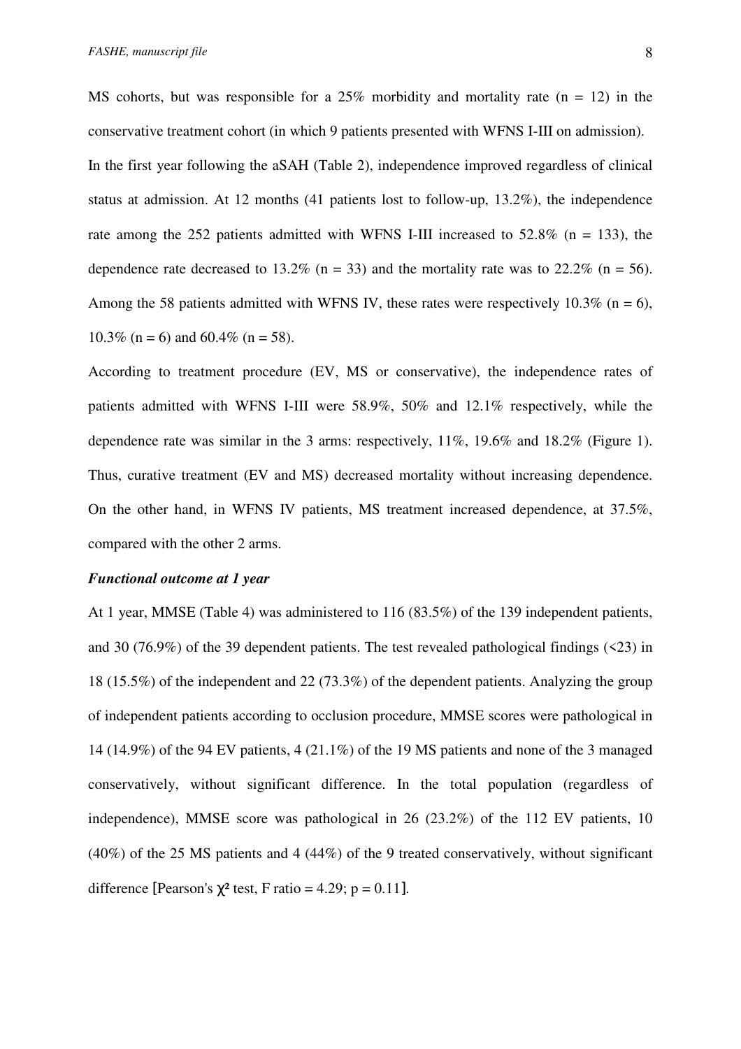MS cohorts, but was responsible for a 25% morbidity and mortality rate (n = 12) in the conservative treatment cohort (in which 9 patients presented with WFNS I-III on admission).

In the first year following the aSAH (Table 2), independence improved regardless of clinical status at admission. At 12 months (41 patients lost to follow-up, 13.2%), the independence rate among the 252 patients admitted with WFNS I-III increased to 52.8% (n = 133), the dependence rate decreased to 13.2% (n = 33) and the mortality rate was to 22.2% (n = 56). Among the 58 patients admitted with WFNS IV, these rates were respectively 10.3% (n = 6), 10.3% (n = 6) and 60.4% (n = 58).

According to treatment procedure (EV, MS or conservative), the independence rates of patients admitted with WFNS I-III were 58.9%, 50% and 12.1% respectively, while the dependence rate was similar in the 3 arms: respectively, 11%, 19.6% and 18.2% (Figure 1). Thus, curative treatment (EV and MS) decreased mortality without increasing dependence. On the other hand, in WFNS IV patients, MS treatment increased dependence, at 37.5%, compared with the other 2 arms.

### *Functional outcome at 1 year*

At 1 year, MMSE (Table 4) was administered to 116 (83.5%) of the 139 independent patients, and 30 (76.9%) of the 39 dependent patients. The test revealed pathological findings (<23) in 18 (15.5%) of the independent and 22 (73.3%) of the dependent patients. Analyzing the group of independent patients according to occlusion procedure, MMSE scores were pathological in 14 (14.9%) of the 94 EV patients, 4 (21.1%) of the 19 MS patients and none of the 3 managed conservatively, without significant difference. In the total population (regardless of independence), MMSE score was pathological in 26 (23.2%) of the 112 EV patients, 10 (40%) of the 25 MS patients and 4 (44%) of the 9 treated conservatively, without significant difference [Pearson's $\chi^2$ test, F ratio = 4.29; $p = 0.11$].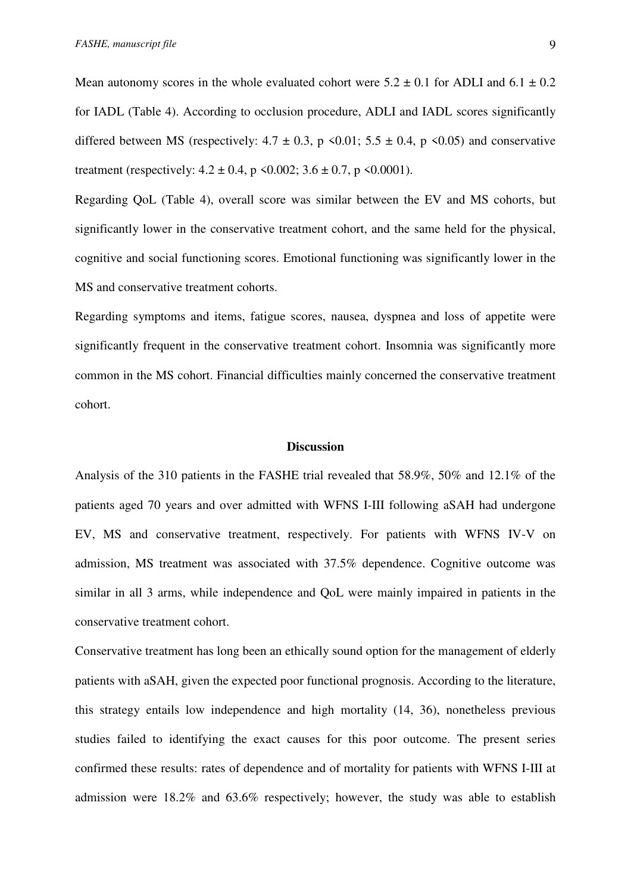Mean autonomy scores in the whole evaluated cohort were $5.2 \pm 0.1$ for ADLI and $6.1 \pm 0.2$ for IADL (Table 4). According to occlusion procedure, ADLI and IADL scores significantly differed between MS (respectively: $4.7 \pm 0.3$, $p < 0.01$; $5.5 \pm 0.4$, $p < 0.05$) and conservative treatment (respectively: $4.2 \pm 0.4$, $p < 0.002$; $3.6 \pm 0.7$, $p < 0.0001$).

Regarding QoL (Table 4), overall score was similar between the EV and MS cohorts, but significantly lower in the conservative treatment cohort, and the same held for the physical, cognitive and social functioning scores. Emotional functioning was significantly lower in the MS and conservative treatment cohorts.

Regarding symptoms and items, fatigue scores, nausea, dyspnea and loss of appetite were significantly frequent in the conservative treatment cohort. Insomnia was significantly more common in the MS cohort. Financial difficulties mainly concerned the conservative treatment cohort.

## Discussion

Analysis of the 310 patients in the FASHE trial revealed that 58.9%, 50% and 12.1% of the patients aged 70 years and over admitted with WFNS I-III following aSAH had undergone EV, MS and conservative treatment, respectively. For patients with WFNS IV-V on admission, MS treatment was associated with 37.5% dependence. Cognitive outcome was similar in all 3 arms, while independence and QoL were mainly impaired in patients in the conservative treatment cohort.

Conservative treatment has long been an ethically sound option for the management of elderly patients with aSAH, given the expected poor functional prognosis. According to the literature, this strategy entails low independence and high mortality (14, 36), nonetheless previous studies failed to identifying the exact causes for this poor outcome. The present series confirmed these results: rates of dependence and of mortality for patients with WFNS I-III at admission were 18.2% and 63.6% respectively; however, the study was able to establish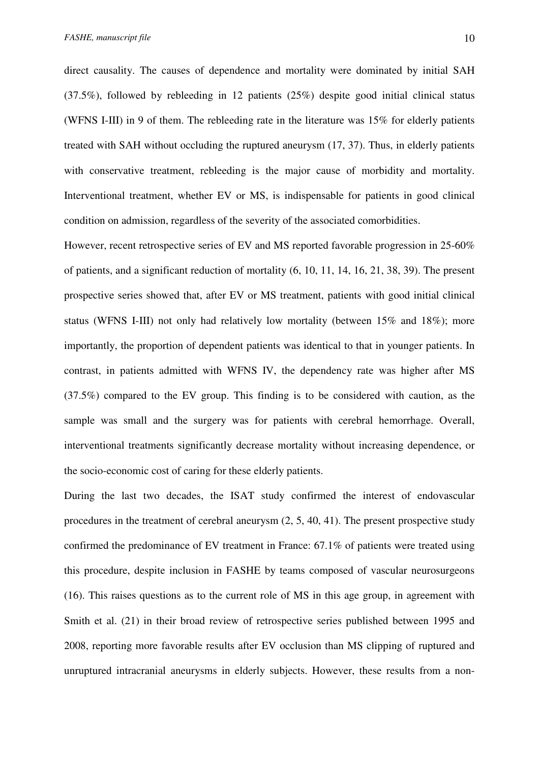direct causality. The causes of dependence and mortality were dominated by initial SAH (37.5%), followed by rebleeding in 12 patients (25%) despite good initial clinical status (WFNS I-III) in 9 of them. The rebleeding rate in the literature was 15% for elderly patients treated with SAH without occluding the ruptured aneurysm (17, 37). Thus, in elderly patients with conservative treatment, rebleeding is the major cause of morbidity and mortality. Interventional treatment, whether EV or MS, is indispensable for patients in good clinical condition on admission, regardless of the severity of the associated comorbidities.

However, recent retrospective series of EV and MS reported favorable progression in 25-60% of patients, and a significant reduction of mortality (6, 10, 11, 14, 16, 21, 38, 39). The present prospective series showed that, after EV or MS treatment, patients with good initial clinical status (WFNS I-III) not only had relatively low mortality (between 15% and 18%); more importantly, the proportion of dependent patients was identical to that in younger patients. In contrast, in patients admitted with WFNS IV, the dependency rate was higher after MS (37.5%) compared to the EV group. This finding is to be considered with caution, as the sample was small and the surgery was for patients with cerebral hemorrhage. Overall, interventional treatments significantly decrease mortality without increasing dependence, or the socio-economic cost of caring for these elderly patients.

During the last two decades, the ISAT study confirmed the interest of endovascular procedures in the treatment of cerebral aneurysm (2, 5, 40, 41). The present prospective study confirmed the predominance of EV treatment in France: 67.1% of patients were treated using this procedure, despite inclusion in FASHE by teams composed of vascular neurosurgeons (16). This raises questions as to the current role of MS in this age group, in agreement with Smith et al. (21) in their broad review of retrospective series published between 1995 and 2008, reporting more favorable results after EV occlusion than MS clipping of ruptured and unruptured intracranial aneurysms in elderly subjects. However, these results from a non-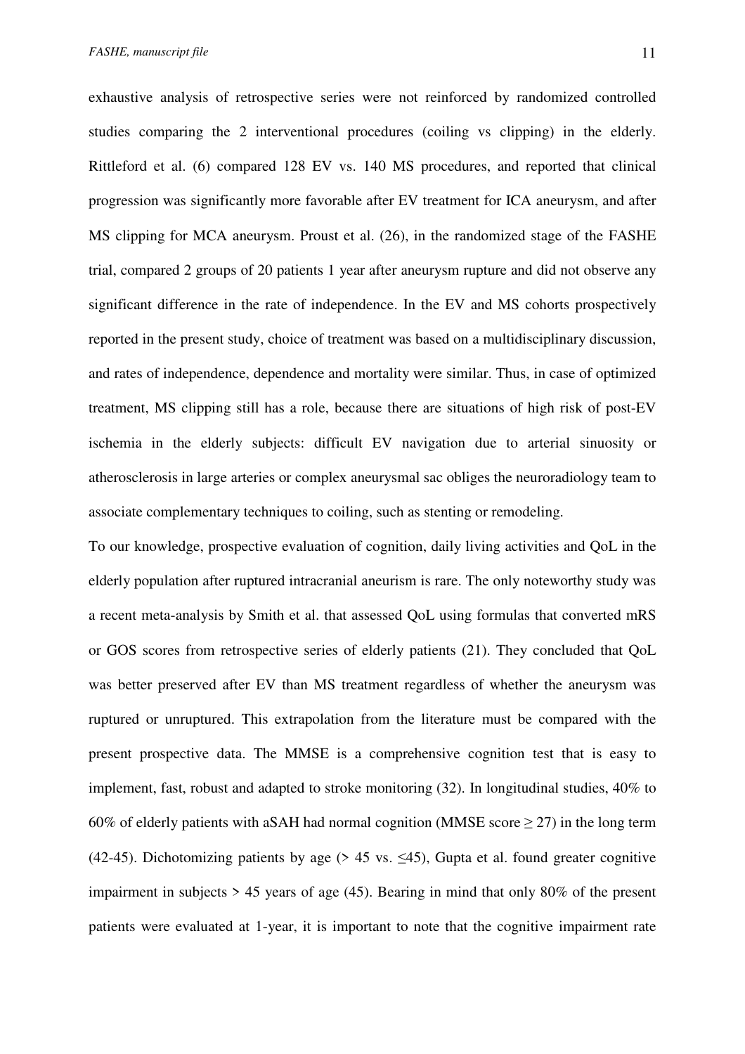exhaustive analysis of retrospective series were not reinforced by randomized controlled studies comparing the 2 interventional procedures (coiling vs clipping) in the elderly. Rittleford et al. (6) compared 128 EV vs. 140 MS procedures, and reported that clinical progression was significantly more favorable after EV treatment for ICA aneurysm, and after MS clipping for MCA aneurysm. Proust et al. (26), in the randomized stage of the FASHE trial, compared 2 groups of 20 patients 1 year after aneurysm rupture and did not observe any significant difference in the rate of independence. In the EV and MS cohorts prospectively reported in the present study, choice of treatment was based on a multidisciplinary discussion, and rates of independence, dependence and mortality were similar. Thus, in case of optimized treatment, MS clipping still has a role, because there are situations of high risk of post-EV ischemia in the elderly subjects: difficult EV navigation due to arterial sinuosity or atherosclerosis in large arteries or complex aneurysmal sac obliges the neuroradiology team to associate complementary techniques to coiling, such as stenting or remodeling.

To our knowledge, prospective evaluation of cognition, daily living activities and QoL in the elderly population after ruptured intracranial aneurism is rare. The only noteworthy study was a recent meta-analysis by Smith et al. that assessed QoL using formulas that converted mRS or GOS scores from retrospective series of elderly patients (21). They concluded that QoL was better preserved after EV than MS treatment regardless of whether the aneurysm was ruptured or unruptured. This extrapolation from the literature must be compared with the present prospective data. The MMSE is a comprehensive cognition test that is easy to implement, fast, robust and adapted to stroke monitoring (32). In longitudinal studies, 40% to 60% of elderly patients with aSAH had normal cognition (MMSE score $\geq 27$) in the long term (42-45). Dichotomizing patients by age ($> 45$ vs. $\leq 45$), Gupta et al. found greater cognitive impairment in subjects $> 45$ years of age (45). Bearing in mind that only 80% of the present patients were evaluated at 1-year, it is important to note that the cognitive impairment rate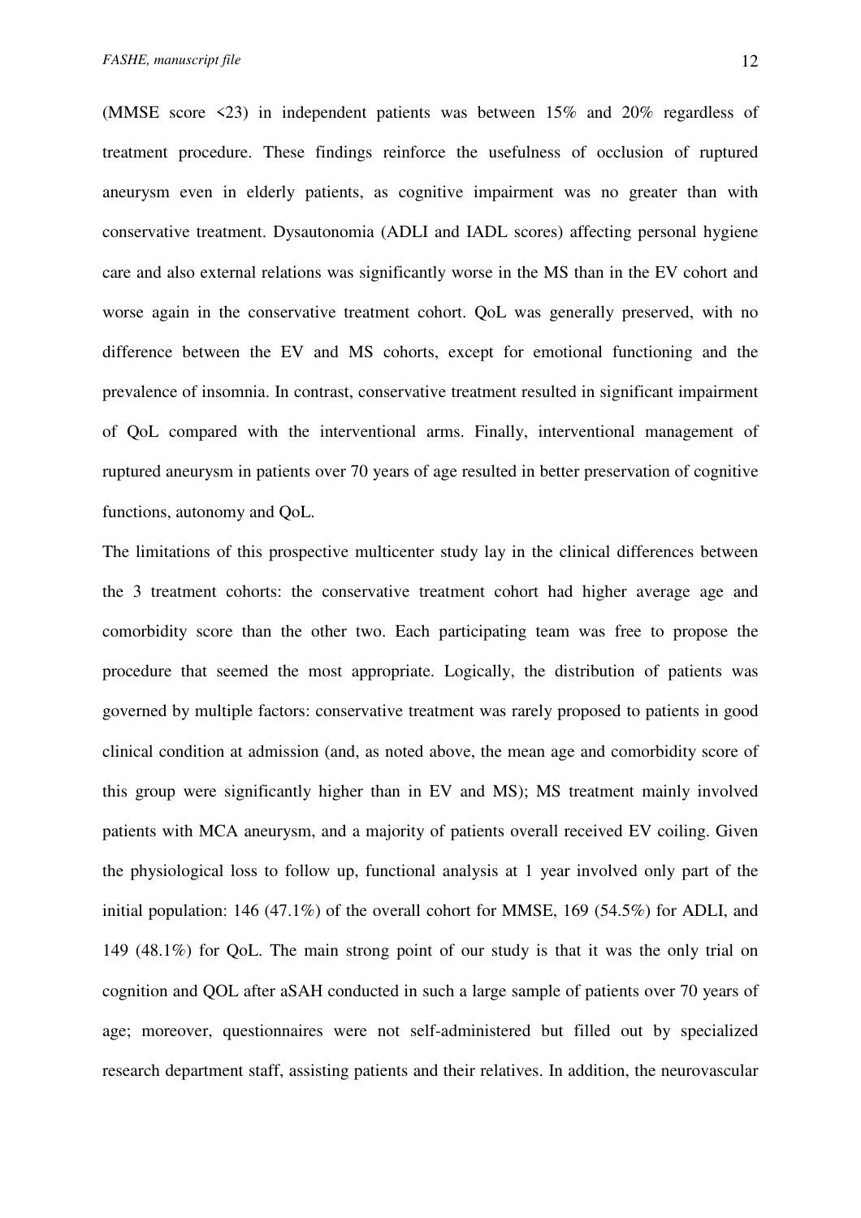(MMSE score <23) in independent patients was between 15% and 20% regardless of treatment procedure. These findings reinforce the usefulness of occlusion of ruptured aneurysm even in elderly patients, as cognitive impairment was no greater than with conservative treatment. Dysautonomia (ADLI and IADL scores) affecting personal hygiene care and also external relations was significantly worse in the MS than in the EV cohort and worse again in the conservative treatment cohort. QoL was generally preserved, with no difference between the EV and MS cohorts, except for emotional functioning and the prevalence of insomnia. In contrast, conservative treatment resulted in significant impairment of QoL compared with the interventional arms. Finally, interventional management of ruptured aneurysm in patients over 70 years of age resulted in better preservation of cognitive functions, autonomy and QoL.

The limitations of this prospective multicenter study lay in the clinical differences between the 3 treatment cohorts: the conservative treatment cohort had higher average age and comorbidity score than the other two. Each participating team was free to propose the procedure that seemed the most appropriate. Logically, the distribution of patients was governed by multiple factors: conservative treatment was rarely proposed to patients in good clinical condition at admission (and, as noted above, the mean age and comorbidity score of this group were significantly higher than in EV and MS); MS treatment mainly involved patients with MCA aneurysm, and a majority of patients overall received EV coiling. Given the physiological loss to follow up, functional analysis at 1 year involved only part of the initial population: 146 (47.1%) of the overall cohort for MMSE, 169 (54.5%) for ADLI, and 149 (48.1%) for QoL. The main strong point of our study is that it was the only trial on cognition and QOL after aSAH conducted in such a large sample of patients over 70 years of age; moreover, questionnaires were not self-administered but filled out by specialized research department staff, assisting patients and their relatives. In addition, the neurovascular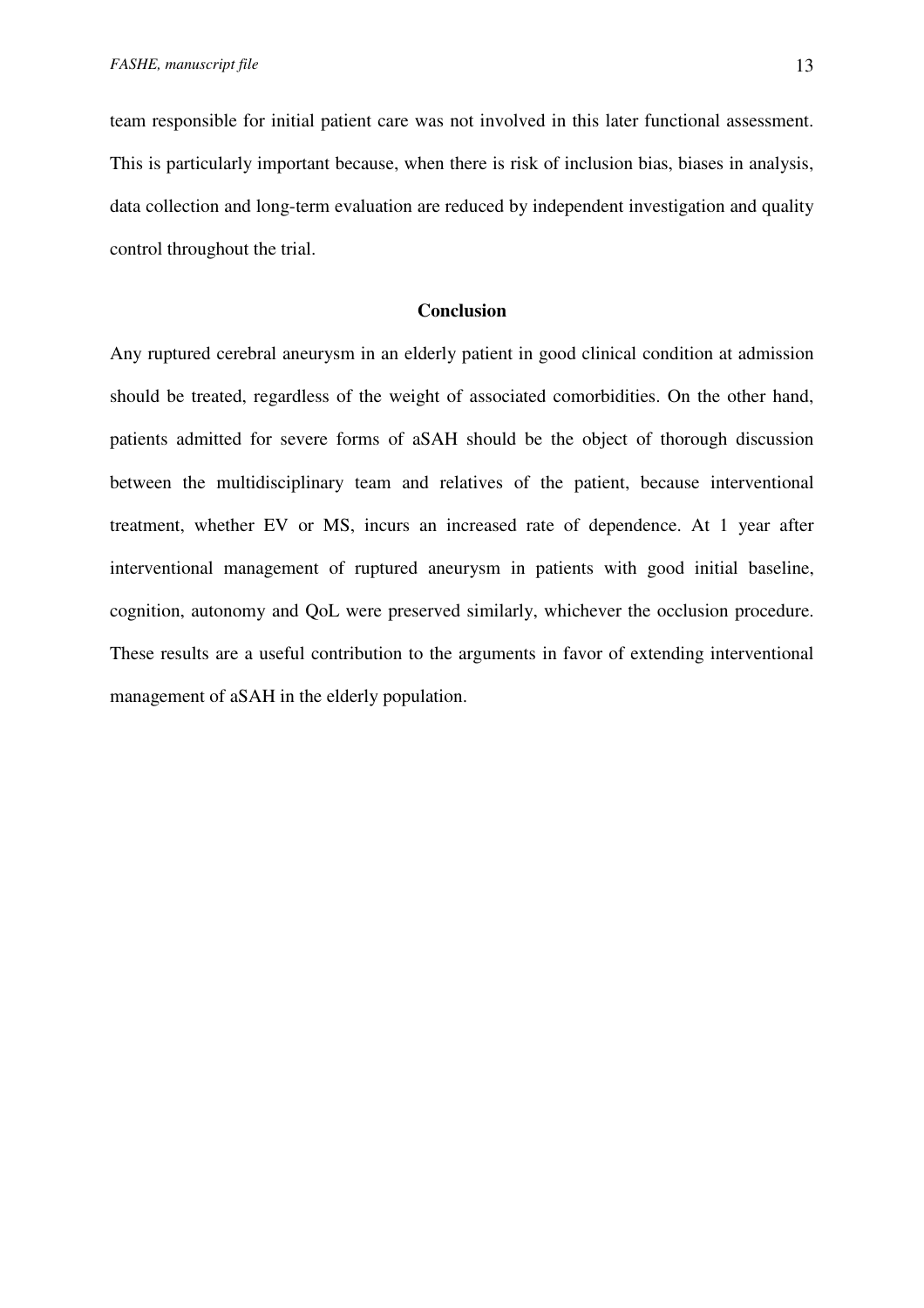team responsible for initial patient care was not involved in this later functional assessment. This is particularly important because, when there is risk of inclusion bias, biases in analysis, data collection and long-term evaluation are reduced by independent investigation and quality control throughout the trial.

## Conclusion

Any ruptured cerebral aneurysm in an elderly patient in good clinical condition at admission should be treated, regardless of the weight of associated comorbidities. On the other hand, patients admitted for severe forms of aSAH should be the object of thorough discussion between the multidisciplinary team and relatives of the patient, because interventional treatment, whether EV or MS, incurs an increased rate of dependence. At 1 year after interventional management of ruptured aneurysm in patients with good initial baseline, cognition, autonomy and QoL were preserved similarly, whichever the occlusion procedure. These results are a useful contribution to the arguments in favor of extending interventional management of aSAH in the elderly population.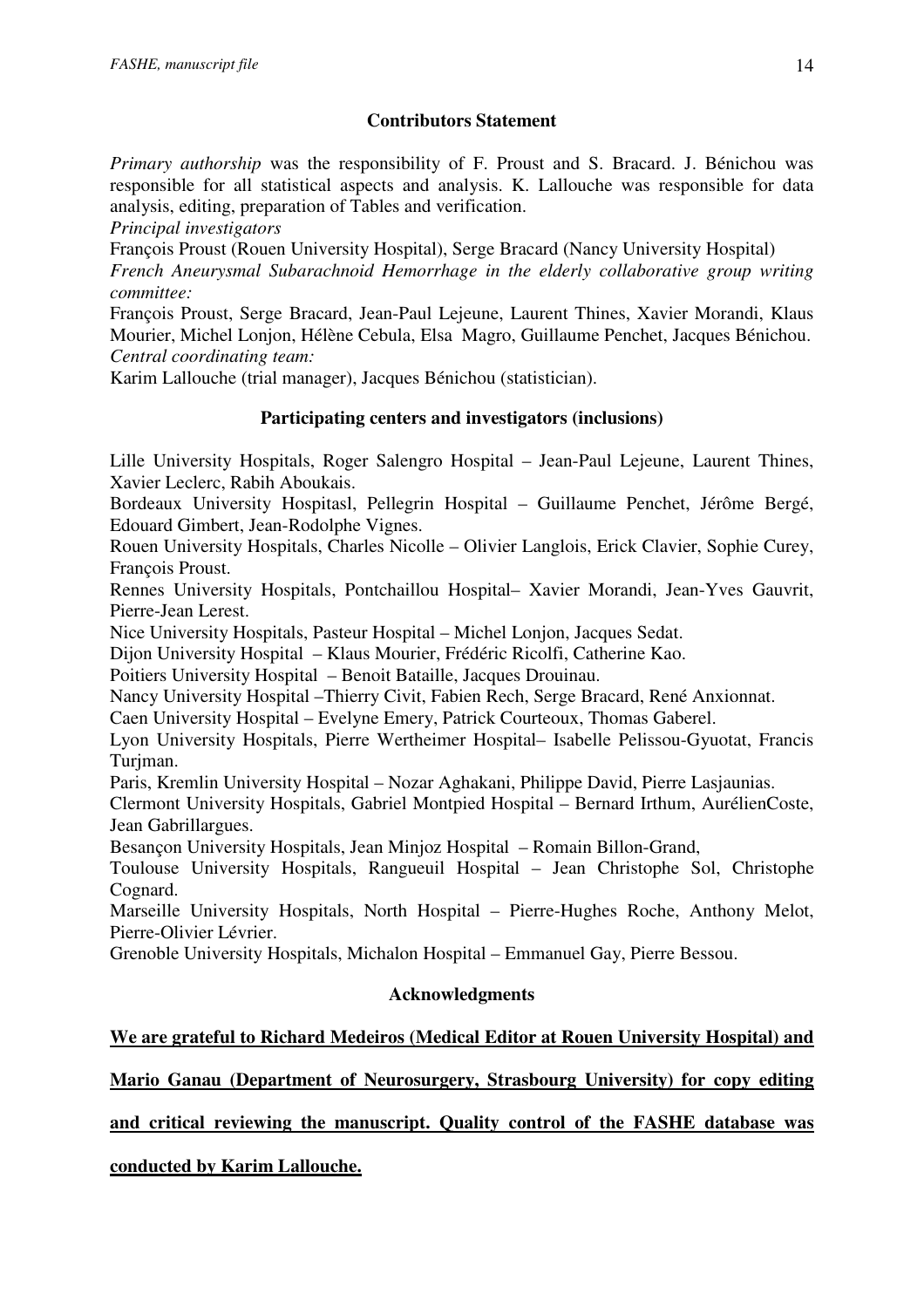## Contributors Statement

*Primary authorship* was the responsibility of F. Proust and S. Bracard. J. Bénichou was responsible for all statistical aspects and analysis. K. Lallouche was responsible for data analysis, editing, preparation of Tables and verification.

*Principal investigators*

François Proust (Rouen University Hospital), Serge Bracard (Nancy University Hospital)

*French Aneurysmal Subarachnoid Hemorrhage in the elderly collaborative group writing committee:*

François Proust, Serge Bracard, Jean-Paul Lejeune, Laurent Thines, Xavier Morandi, Klaus Mourier, Michel Lonjon, Hélène Cebula, Elsa Magro, Guillaume Penchet, Jacques Bénichou.

*Central coordinating team:*

Karim Lallouche (trial manager), Jacques Bénichou (statistician).

## Participating centers and investigators (inclusions)

Lille University Hospitals, Roger Salengro Hospital – Jean-Paul Lejeune, Laurent Thines, Xavier Leclerc, Rabih Aboukais.

Bordeaux University Hospitasl, Pellegrin Hospital – Guillaume Penchet, Jérôme Bergé, Edouard Gimbert, Jean-Rodolphe Vignes.

Rouen University Hospitals, Charles Nicolle – Olivier Langlois, Erick Clavier, Sophie Curey, François Proust.

Rennes University Hospitals, Pontchaillou Hospital– Xavier Morandi, Jean-Yves Gauvrit, Pierre-Jean Lerest.

Nice University Hospitals, Pasteur Hospital – Michel Lonjon, Jacques Sedat.

Dijon University Hospital – Klaus Mourier, Frédéric Ricolfi, Catherine Kao.

Poitiers University Hospital – Benoit Bataille, Jacques Drouinau.

Nancy University Hospital –Thierry Civit, Fabien Rech, Serge Bracard, René Anxionnat.

Caen University Hospital – Evelyne Emery, Patrick Courteoux, Thomas Gaberel.

Lyon University Hospitals, Pierre Wertheimer Hospital– Isabelle Pelissou-Gyuotat, Francis Turjman.

Paris, Kremlin University Hospital – Nozar Aghakani, Philippe David, Pierre Lasjaunias.

Clermont University Hospitals, Gabriel Montpied Hospital – Bernard Irthum, AurélienCoste, Jean Gabrillargues.

Besançon University Hospitals, Jean Minjoz Hospital – Romain Billon-Grand,

Toulouse University Hospitals, Rangueuil Hospital – Jean Christophe Sol, Christophe Cognard.

Marseille University Hospitals, North Hospital – Pierre-Hughes Roche, Anthony Melot, Pierre-Olivier Lévrier.

Grenoble University Hospitals, Michalon Hospital – Emmanuel Gay, Pierre Bessou.

## Acknowledgments

**We are grateful to Richard Medeiros (Medical Editor at Rouen University Hospital) and Mario Ganau (Department of Neurosurgery, Strasbourg University) for copy editing and critical reviewing the manuscript. Quality control of the FASHE database was conducted by Karim Lallouche.**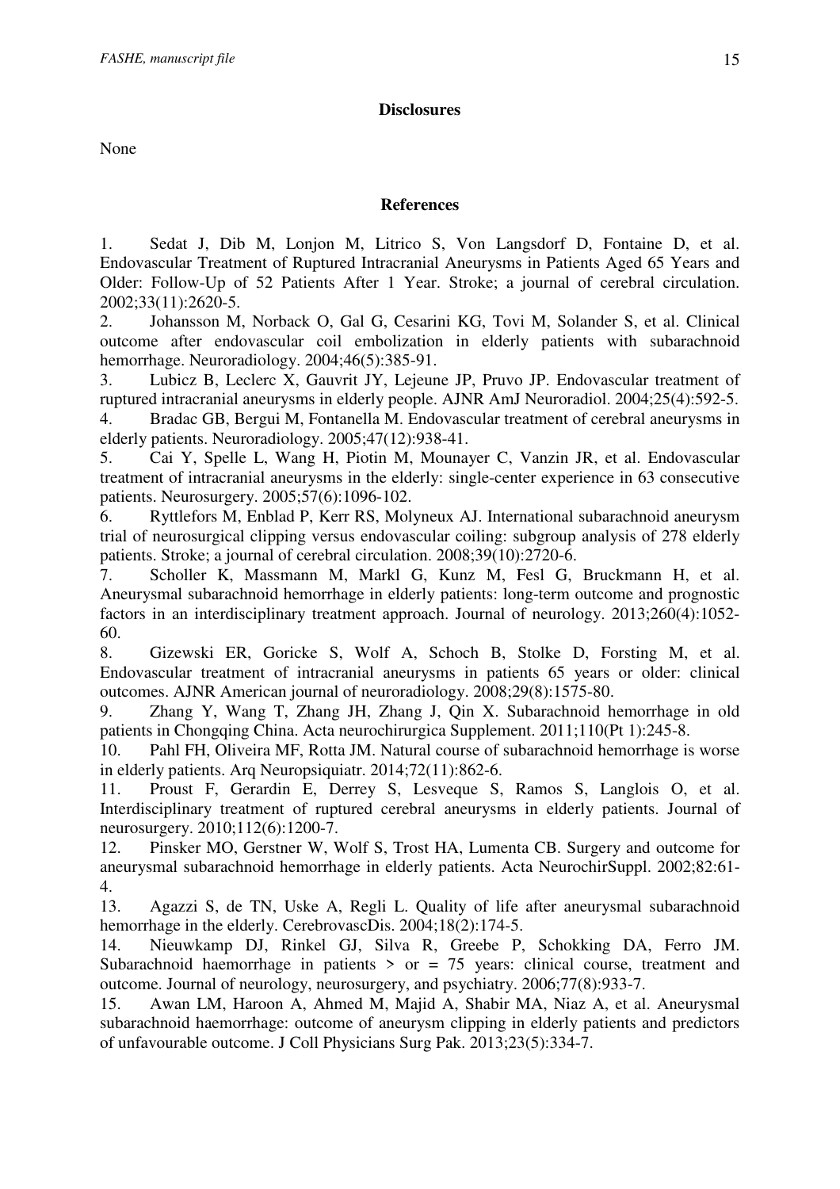## Disclosures

None

## References

1. Sedat J, Dib M, Lonjon M, Litrico S, Von Langsdorf D, Fontaine D, et al. Endovascular Treatment of Ruptured Intracranial Aneurysms in Patients Aged 65 Years and Older: Follow-Up of 52 Patients After 1 Year. Stroke; a journal of cerebral circulation. 2002;33(11):2620-5.
2. Johansson M, Norback O, Gal G, Cesarini KG, Tovi M, Solander S, et al. Clinical outcome after endovascular coil embolization in elderly patients with subarachnoid hemorrhage. Neuroradiology. 2004;46(5):385-91.
3. Lubicz B, Leclerc X, Gauvrit JY, Lejeune JP, Pruvo JP. Endovascular treatment of ruptured intracranial aneurysms in elderly people. AJNR AmJ Neuroradiol. 2004;25(4):592-5.
4. Bradac GB, Bergui M, Fontanella M. Endovascular treatment of cerebral aneurysms in elderly patients. Neuroradiology. 2005;47(12):938-41.
5. Cai Y, Spelle L, Wang H, Piotin M, Mounayer C, Vanzin JR, et al. Endovascular treatment of intracranial aneurysms in the elderly: single-center experience in 63 consecutive patients. Neurosurgery. 2005;57(6):1096-102.
6. Ryttlefors M, Enblad P, Kerr RS, Molyneux AJ. International subarachnoid aneurysm trial of neurosurgical clipping versus endovascular coiling: subgroup analysis of 278 elderly patients. Stroke; a journal of cerebral circulation. 2008;39(10):2720-6.
7. Scholler K, Massmann M, Markl G, Kunz M, Fesl G, Bruckmann H, et al. Aneurysmal subarachnoid hemorrhage in elderly patients: long-term outcome and prognostic factors in an interdisciplinary treatment approach. Journal of neurology. 2013;260(4):1052-60.
8. Gizewski ER, Goricke S, Wolf A, Schoch B, Stolke D, Forsting M, et al. Endovascular treatment of intracranial aneurysms in patients 65 years or older: clinical outcomes. AJNR American journal of neuroradiology. 2008;29(8):1575-80.
9. Zhang Y, Wang T, Zhang JH, Zhang J, Qin X. Subarachnoid hemorrhage in old patients in Chongqing China. Acta neurochirurgica Supplement. 2011;110(Pt 1):245-8.
10. Pahl FH, Oliveira MF, Rotta JM. Natural course of subarachnoid hemorrhage is worse in elderly patients. Arq Neuropsiquiatr. 2014;72(11):862-6.
11. Proust F, Gerardin E, Derrey S, Lesveque S, Ramos S, Langlois O, et al. Interdisciplinary treatment of ruptured cerebral aneurysms in elderly patients. Journal of neurosurgery. 2010;112(6):1200-7.
12. Pinsker MO, Gerstner W, Wolf S, Trost HA, Lumenta CB. Surgery and outcome for aneurysmal subarachnoid hemorrhage in elderly patients. Acta NeurochirSuppl. 2002;82:61-4.
13. Agazzi S, de TN, Uske A, Regli L. Quality of life after aneurysmal subarachnoid hemorrhage in the elderly. CerebrovascDis. 2004;18(2):174-5.
14. Nieuwkamp DJ, Rinkel GJ, Silva R, Greebe P, Schokking DA, Ferro JM. Subarachnoid haemorrhage in patients > or = 75 years: clinical course, treatment and outcome. Journal of neurology, neurosurgery, and psychiatry. 2006;77(8):933-7.
15. Awan LM, Haroon A, Ahmed M, Majid A, Shabir MA, Niaz A, et al. Aneurysmal subarachnoid haemorrhage: outcome of aneurysm clipping in elderly patients and predictors of unfavourable outcome. J Coll Physicians Surg Pak. 2013;23(5):334-7.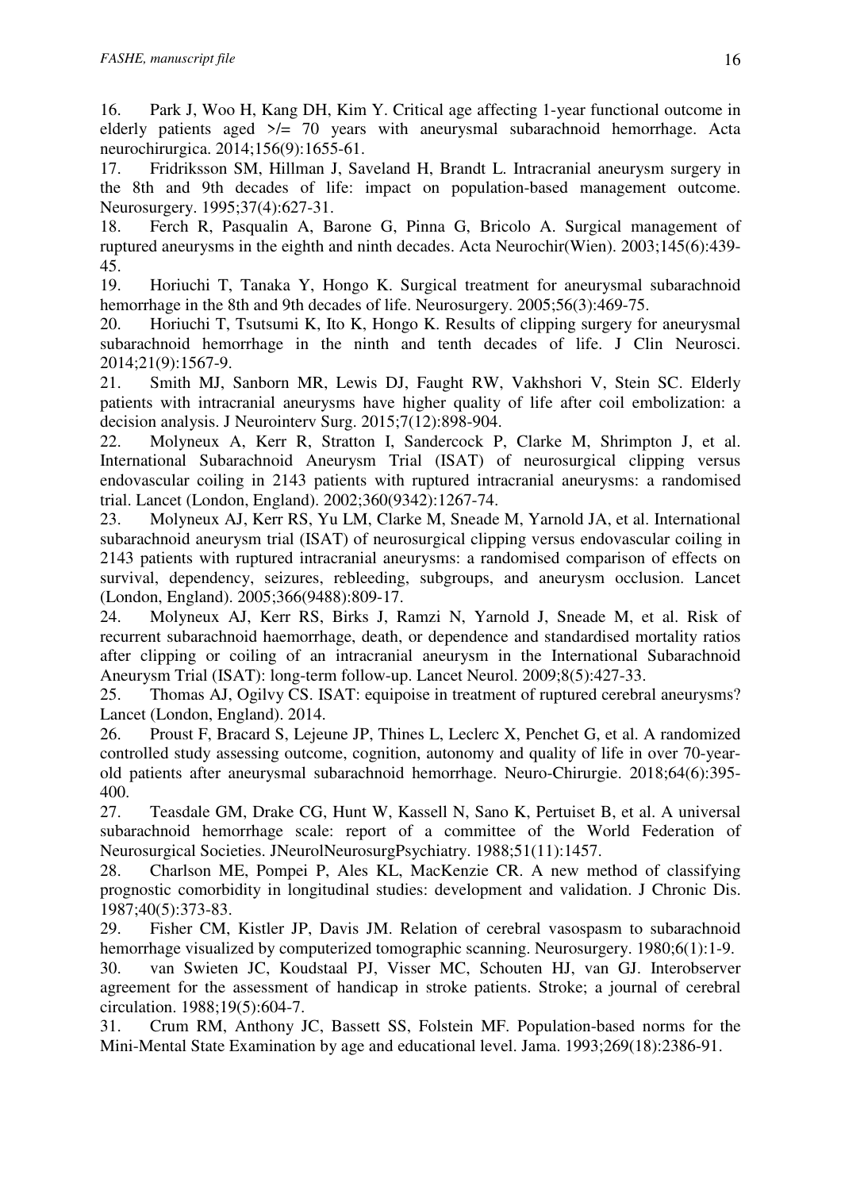16. Park J, Woo H, Kang DH, Kim Y. Critical age affecting 1-year functional outcome in elderly patients aged >/= 70 years with aneurysmal subarachnoid hemorrhage. Acta neurochirurgica. 2014;156(9):1655-61.
17. Fridriksson SM, Hillman J, Saveland H, Brandt L. Intracranial aneurysm surgery in the 8th and 9th decades of life: impact on population-based management outcome. Neurosurgery. 1995;37(4):627-31.
18. Ferch R, Pasqualin A, Barone G, Pinna G, Bricolo A. Surgical management of ruptured aneurysms in the eighth and ninth decades. Acta Neurochir(Wien). 2003;145(6):439-45.
19. Horiuchi T, Tanaka Y, Hongo K. Surgical treatment for aneurysmal subarachnoid hemorrhage in the 8th and 9th decades of life. Neurosurgery. 2005;56(3):469-75.
20. Horiuchi T, Tsutsumi K, Ito K, Hongo K. Results of clipping surgery for aneurysmal subarachnoid hemorrhage in the ninth and tenth decades of life. J Clin Neurosci. 2014;21(9):1567-9.
21. Smith MJ, Sanborn MR, Lewis DJ, Faught RW, Vakhshori V, Stein SC. Elderly patients with intracranial aneurysms have higher quality of life after coil embolization: a decision analysis. J Neurointerv Surg. 2015;7(12):898-904.
22. Molyneux A, Kerr R, Stratton I, Sandercock P, Clarke M, Shrimpton J, et al. International Subarachnoid Aneurysm Trial (ISAT) of neurosurgical clipping versus endovascular coiling in 2143 patients with ruptured intracranial aneurysms: a randomised trial. Lancet (London, England). 2002;360(9342):1267-74.
23. Molyneux AJ, Kerr RS, Yu LM, Clarke M, Sneade M, Yarnold JA, et al. International subarachnoid aneurysm trial (ISAT) of neurosurgical clipping versus endovascular coiling in 2143 patients with ruptured intracranial aneurysms: a randomised comparison of effects on survival, dependency, seizures, rebleeding, subgroups, and aneurysm occlusion. Lancet (London, England). 2005;366(9488):809-17.
24. Molyneux AJ, Kerr RS, Birks J, Ramzi N, Yarnold J, Sneade M, et al. Risk of recurrent subarachnoid haemorrhage, death, or dependence and standardised mortality ratios after clipping or coiling of an intracranial aneurysm in the International Subarachnoid Aneurysm Trial (ISAT): long-term follow-up. Lancet Neurol. 2009;8(5):427-33.
25. Thomas AJ, Ogilvy CS. ISAT: equipoise in treatment of ruptured cerebral aneurysms? Lancet (London, England). 2014.
26. Proust F, Bracard S, Lejeune JP, Thines L, Leclerc X, Penchet G, et al. A randomized controlled study assessing outcome, cognition, autonomy and quality of life in over 70-year-old patients after aneurysmal subarachnoid hemorrhage. Neuro-Chirurgie. 2018;64(6):395-400.
27. Teasdale GM, Drake CG, Hunt W, Kassell N, Sano K, Pertuiset B, et al. A universal subarachnoid hemorrhage scale: report of a committee of the World Federation of Neurosurgical Societies. JNeurolNeurosurgPsychiatry. 1988;51(11):1457.
28. Charlson ME, Pompei P, Ales KL, MacKenzie CR. A new method of classifying prognostic comorbidity in longitudinal studies: development and validation. J Chronic Dis. 1987;40(5):373-83.
29. Fisher CM, Kistler JP, Davis JM. Relation of cerebral vasospasm to subarachnoid hemorrhage visualized by computerized tomographic scanning. Neurosurgery. 1980;6(1):1-9.
30. van Swieten JC, Koudstaal PJ, Visser MC, Schouten HJ, van GJ. Interobserver agreement for the assessment of handicap in stroke patients. Stroke; a journal of cerebral circulation. 1988;19(5):604-7.
31. Crum RM, Anthony JC, Bassett SS, Folstein MF. Population-based norms for the Mini-Mental State Examination by age and educational level. Jama. 1993;269(18):2386-91.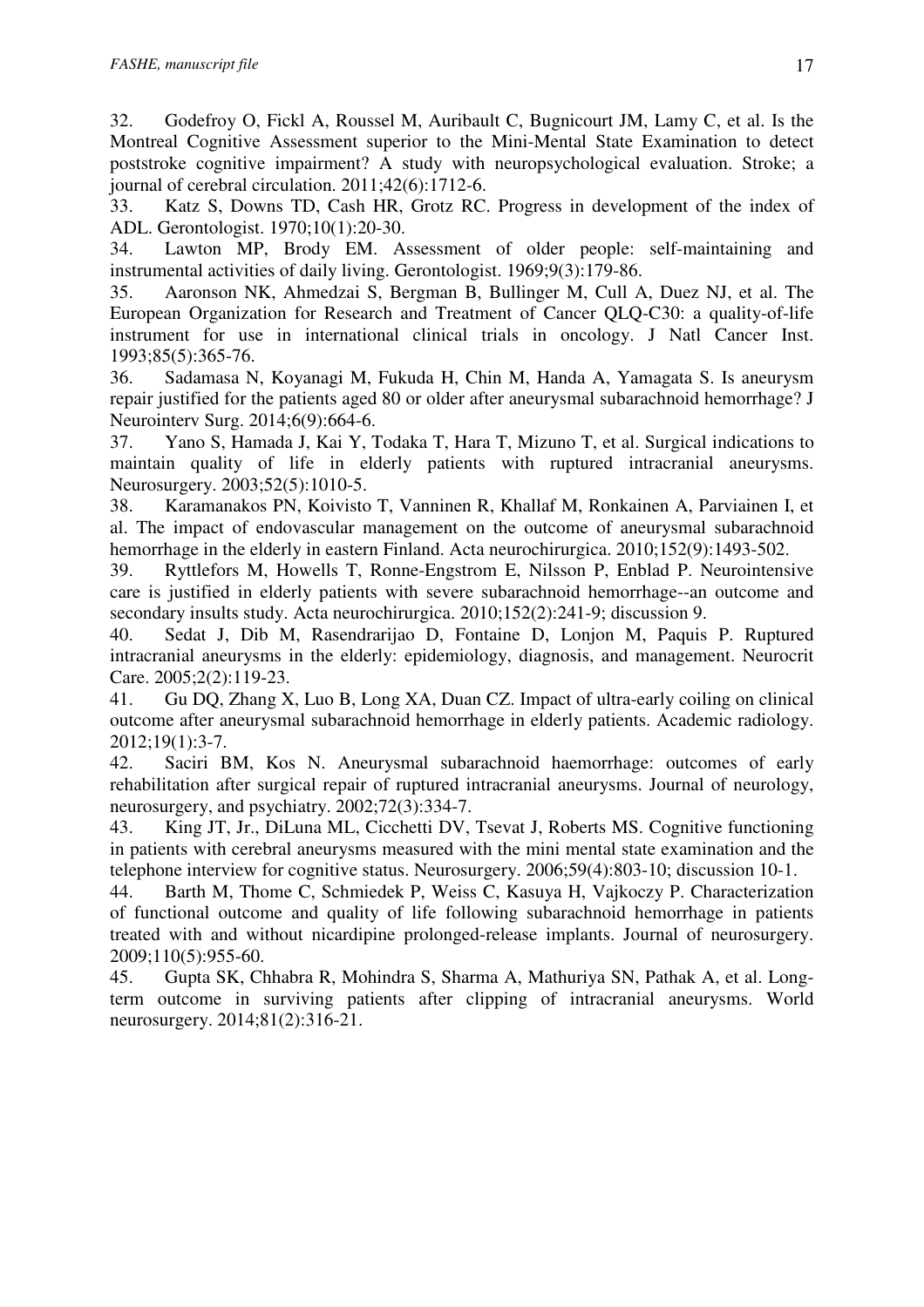32. Godefroy O, Fickl A, Roussel M, Auribault C, Bugnicourt JM, Lamy C, et al. Is the Montreal Cognitive Assessment superior to the Mini-Mental State Examination to detect poststroke cognitive impairment? A study with neuropsychological evaluation. Stroke; a journal of cerebral circulation. 2011;42(6):1712-6.

33. Katz S, Downs TD, Cash HR, Grotz RC. Progress in development of the index of ADL. Gerontologist. 1970;10(1):20-30.

34. Lawton MP, Brody EM. Assessment of older people: self-maintaining and instrumental activities of daily living. Gerontologist. 1969;9(3):179-86.

35. Aaronson NK, Ahmedzai S, Bergman B, Bullinger M, Cull A, Duez NJ, et al. The European Organization for Research and Treatment of Cancer QLQ-C30: a quality-of-life instrument for use in international clinical trials in oncology. J Natl Cancer Inst. 1993;85(5):365-76.

36. Sadamasa N, Koyanagi M, Fukuda H, Chin M, Handa A, Yamagata S. Is aneurysm repair justified for the patients aged 80 or older after aneurysmal subarachnoid hemorrhage? J Neurointerv Surg. 2014;6(9):664-6.

37. Yano S, Hamada J, Kai Y, Todaka T, Hara T, Mizuno T, et al. Surgical indications to maintain quality of life in elderly patients with ruptured intracranial aneurysms. Neurosurgery. 2003;52(5):1010-5.

38. Karamanakos PN, Koivisto T, Vanninen R, Khallaf M, Ronkainen A, Parviainen I, et al. The impact of endovascular management on the outcome of aneurysmal subarachnoid hemorrhage in the elderly in eastern Finland. Acta neurochirurgica. 2010;152(9):1493-502.

39. Ryttlefors M, Howells T, Ronne-Engstrom E, Nilsson P, Enblad P. Neurointensive care is justified in elderly patients with severe subarachnoid hemorrhage--an outcome and secondary insults study. Acta neurochirurgica. 2010;152(2):241-9; discussion 9.

40. Sedat J, Dib M, Rasendrarijao D, Fontaine D, Lonjon M, Paquis P. Ruptured intracranial aneurysms in the elderly: epidemiology, diagnosis, and management. Neurocrit Care. 2005;2(2):119-23.

41. Gu DQ, Zhang X, Luo B, Long XA, Duan CZ. Impact of ultra-early coiling on clinical outcome after aneurysmal subarachnoid hemorrhage in elderly patients. Academic radiology. 2012;19(1):3-7.

42. Saciri BM, Kos N. Aneurysmal subarachnoid haemorrhage: outcomes of early rehabilitation after surgical repair of ruptured intracranial aneurysms. Journal of neurology, neurosurgery, and psychiatry. 2002;72(3):334-7.

43. King JT, Jr., DiLuna ML, Cicchetti DV, Tsevat J, Roberts MS. Cognitive functioning in patients with cerebral aneurysms measured with the mini mental state examination and the telephone interview for cognitive status. Neurosurgery. 2006;59(4):803-10; discussion 10-1.

44. Barth M, Thome C, Schmiedek P, Weiss C, Kasuya H, Vajkoczy P. Characterization of functional outcome and quality of life following subarachnoid hemorrhage in patients treated with and without nicardipine prolonged-release implants. Journal of neurosurgery. 2009;110(5):955-60.

45. Gupta SK, Chhabra R, Mohindra S, Sharma A, Mathuriya SN, Pathak A, et al. Long-term outcome in surviving patients after clipping of intracranial aneurysms. World neurosurgery. 2014;81(2):316-21.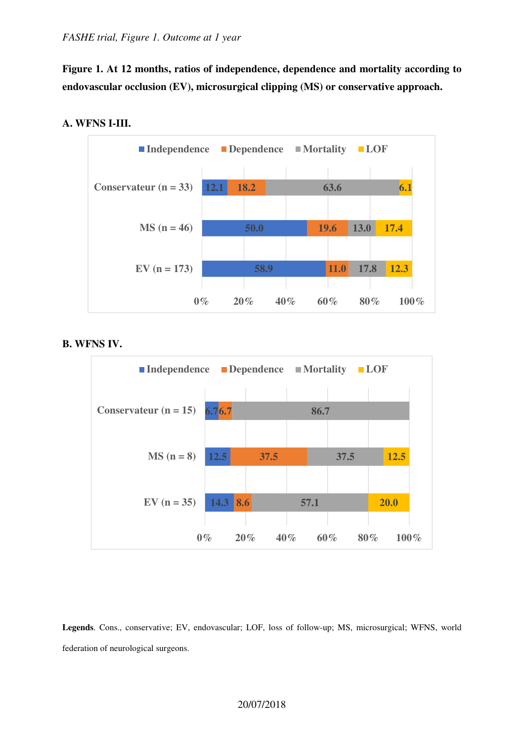*FASHE trial, Figure 1. Outcome at 1 year*

**Figure 1. At 12 months, ratios of independence, dependence and mortality according to endovascular occlusion (EV), microsurgical clipping (MS) or conservative approach.**

**A. WFNS I-III.**

| | Independence | Dependence | Mortality | LOF |
|---|---|---|---|---|
| Conservateur (n = 33) | 12.1 | 18.2 | 63.6 | 6.1 |
| MS (n = 46) | 50.0 | 19.6 | 13.0 | 17.4 |
| EV (n = 173) | 58.9 | 11.0 | 17.8 | 12.3 |

**B. WFNS IV.**

| | Independence | Dependence | Mortality | LOF |
|---|---|---|---|---|
| Conservateur (n = 15) | 6.7 | 6.7 | 86.7 | |
| MS (n = 8) | 12.5 | 37.5 | 37.5 | 12.5 |
| EV (n = 35) | 14.3 | 8.6 | 57.1 | 20.0 |

**Legends**. Cons., conservative; EV, endovascular; LOF, loss of follow-up; MS, microsurgical; WFNS, world federation of neurological surgeons.

20/07/2018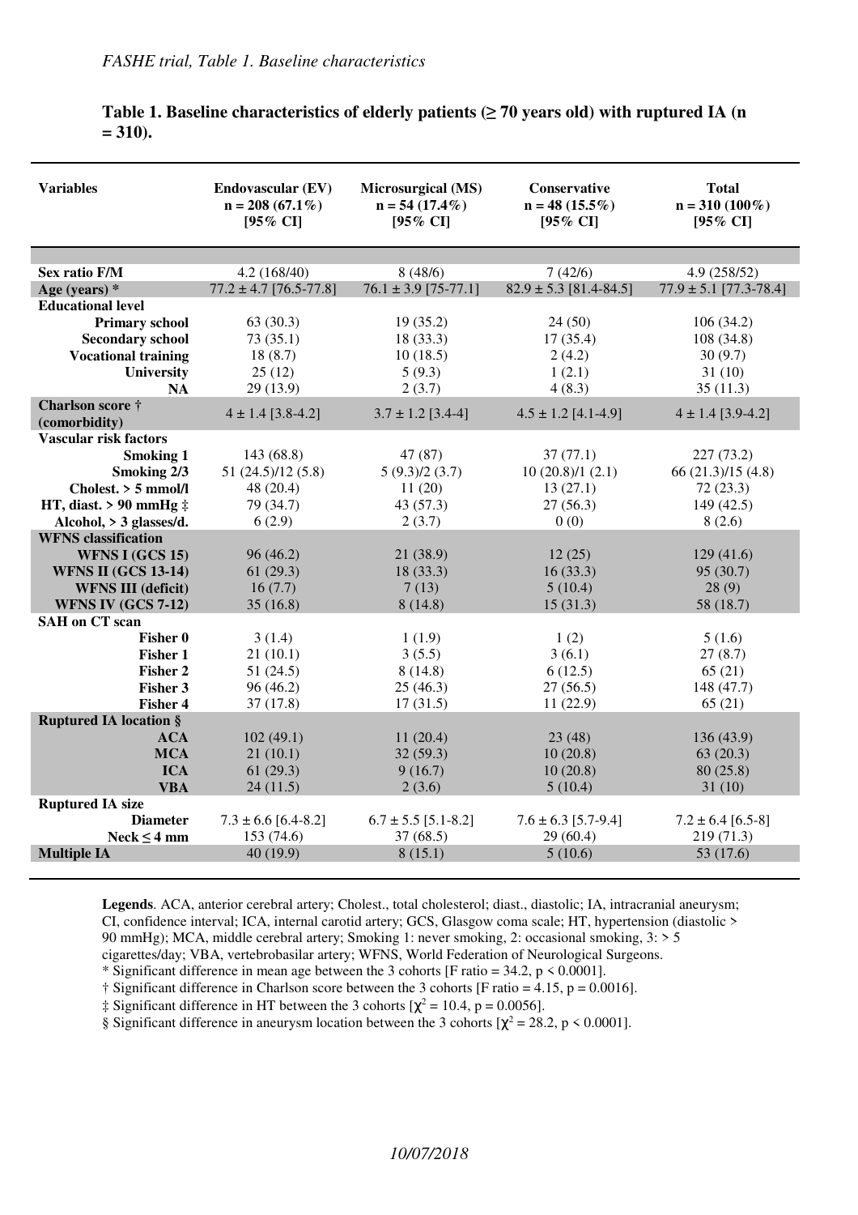*FASHE trial, Table 1. Baseline characteristics*

**Table 1. Baseline characteristics of elderly patients (≥ 70 years old) with ruptured IA (n = 310).**

| Variables | Endovascular (EV) n = 208 (67.1%) [95% CI] | Microsurgical (MS) n = 54 (17.4%) [95% CI] | Conservative n = 48 (15.5%) [95% CI] | Total n = 310 (100%) [95% CI] |
|---|---|---|---|---|
| **Sex ratio F/M** | 4.2 (168/40) | 8 (48/6) | 7 (42/6) | 4.9 (258/52) |
| **Age (years) *** | 77.2 ± 4.7 [76.5-77.8] | 76.1 ± 3.9 [75-77.1] | 82.9 ± 5.3 [81.4-84.5] | 77.9 ± 5.1 [77.3-78.4] |
| **Educational level** | | | | |
| **Primary school** | 63 (30.3) | 19 (35.2) | 24 (50) | 106 (34.2) |
| **Secondary school** | 73 (35.1) | 18 (33.3) | 17 (35.4) | 108 (34.8) |
| **Vocational training** | 18 (8.7) | 10 (18.5) | 2 (4.2) | 30 (9.7) |
| **University** | 25 (12) | 5 (9.3) | 1 (2.1) | 31 (10) |
| **NA** | 29 (13.9) | 2 (3.7) | 4 (8.3) | 35 (11.3) |
| **Charlson score † (comorbidity)** | 4 ± 1.4 [3.8-4.2] | 3.7 ± 1.2 [3.4-4] | 4.5 ± 1.2 [4.1-4.9] | 4 ± 1.4 [3.9-4.2] |
| **Vascular risk factors** | | | | |
| **Smoking 1** | 143 (68.8) | 47 (87) | 37 (77.1) | 227 (73.2) |
| **Smoking 2/3** | 51 (24.5)/12 (5.8) | 5 (9.3)/2 (3.7) | 10 (20.8)/1 (2.1) | 66 (21.3)/15 (4.8) |
| **Cholest. > 5 mmol/l** | 48 (20.4) | 11 (20) | 13 (27.1) | 72 (23.3) |
| **HT, diast. > 90 mmHg ‡** | 79 (34.7) | 43 (57.3) | 27 (56.3) | 149 (42.5) |
| **Alcohol, > 3 glasses/d.** | 6 (2.9) | 2 (3.7) | 0 (0) | 8 (2.6) |
| **WFNS classification** | | | | |
| **WFNS I (GCS 15)** | 96 (46.2) | 21 (38.9) | 12 (25) | 129 (41.6) |
| **WFNS II (GCS 13-14)** | 61 (29.3) | 18 (33.3) | 16 (33.3) | 95 (30.7) |
| **WFNS III (deficit)** | 16 (7.7) | 7 (13) | 5 (10.4) | 28 (9) |
| **WFNS IV (GCS 7-12)** | 35 (16.8) | 8 (14.8) | 15 (31.3) | 58 (18.7) |
| **SAH on CT scan** | | | | |
| **Fisher 0** | 3 (1.4) | 1 (1.9) | 1 (2) | 5 (1.6) |
| **Fisher 1** | 21 (10.1) | 3 (5.5) | 3 (6.1) | 27 (8.7) |
| **Fisher 2** | 51 (24.5) | 8 (14.8) | 6 (12.5) | 65 (21) |
| **Fisher 3** | 96 (46.2) | 25 (46.3) | 27 (56.5) | 148 (47.7) |
| **Fisher 4** | 37 (17.8) | 17 (31.5) | 11 (22.9) | 65 (21) |
| **Ruptured IA location §** | | | | |
| **ACA** | 102 (49.1) | 11 (20.4) | 23 (48) | 136 (43.9) |
| **MCA** | 21 (10.1) | 32 (59.3) | 10 (20.8) | 63 (20.3) |
| **ICA** | 61 (29.3) | 9 (16.7) | 10 (20.8) | 80 (25.8) |
| **VBA** | 24 (11.5) | 2 (3.6) | 5 (10.4) | 31 (10) |
| **Ruptured IA size** | | | | |
| **Diameter** | 7.3 ± 6.6 [6.4-8.2] | 6.7 ± 5.5 [5.1-8.2] | 7.6 ± 6.3 [5.7-9.4] | 7.2 ± 6.4 [6.5-8] |
| **Neck ≤ 4 mm** | 153 (74.6) | 37 (68.5) | 29 (60.4) | 219 (71.3) |
| **Multiple IA** | 40 (19.9) | 8 (15.1) | 5 (10.6) | 53 (17.6) |

**Legends**. ACA, anterior cerebral artery; Cholest., total cholesterol; diast., diastolic; IA, intracranial aneurysm; CI, confidence interval; ICA, internal carotid artery; GCS, Glasgow coma scale; HT, hypertension (diastolic > 90 mmHg); MCA, middle cerebral artery; Smoking 1: never smoking, 2: occasional smoking, 3: > 5 cigarettes/day; VBA, vertebrobasilar artery; WFNS, World Federation of Neurological Surgeons.

* Significant difference in mean age between the 3 cohorts [F ratio = 34.2, $p < 0.0001$].

† Significant difference in Charlson score between the 3 cohorts [F ratio = 4.15, $p = 0.0016$].

‡ Significant difference in HT between the 3 cohorts [$\chi^2 = 10.4$, $p = 0.0056$].

§ Significant difference in aneurysm location between the 3 cohorts [$\chi^2 = 28.2$, $p < 0.0001$].

*10/07/2018*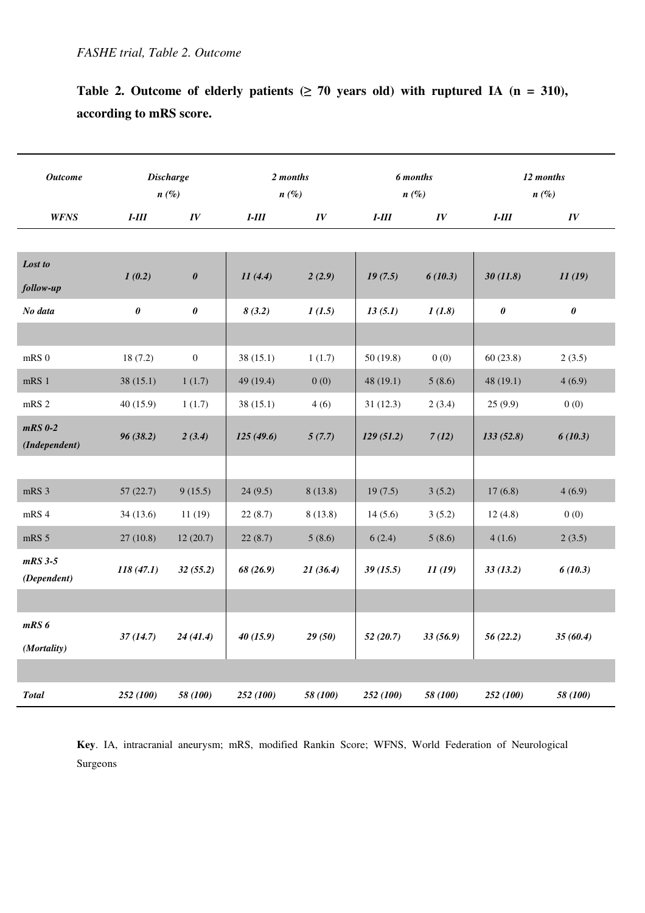*FASHE trial, Table 2. Outcome*

**Table 2. Outcome of elderly patients (≥ 70 years old) with ruptured IA (n = 310), according to mRS score.**

| ***Outcome*** | ***Discharge n (%)*** | | ***2 months n (%)*** | | ***6 months n (%)*** | | ***12 months n (%)*** | |
|---|---|---|---|---|---|---|---|---|
| ***WFNS*** | ***I-III*** | ***IV*** | ***I-III*** | ***IV*** | ***I-III*** | ***IV*** | ***I-III*** | ***IV*** |
| ***Lost to follow-up*** | ***1 (0.2)*** | ***0*** | ***11 (4.4)*** | ***2 (2.9)*** | ***19 (7.5)*** | ***6 (10.3)*** | ***30 (11.8)*** | ***11 (19)*** |
| ***No data*** | ***0*** | ***0*** | ***8 (3.2)*** | ***1 (1.5)*** | ***13 (5.1)*** | ***1 (1.8)*** | ***0*** | ***0*** |
| | | | | | | | | |
| mRS 0 | 18 (7.2) | 0 | 38 (15.1) | 1 (1.7) | 50 (19.8) | 0 (0) | 60 (23.8) | 2 (3.5) |
| mRS 1 | 38 (15.1) | 1 (1.7) | 49 (19.4) | 0 (0) | 48 (19.1) | 5 (8.6) | 48 (19.1) | 4 (6.9) |
| mRS 2 | 40 (15.9) | 1 (1.7) | 38 (15.1) | 4 (6) | 31 (12.3) | 2 (3.4) | 25 (9.9) | 0 (0) |
| ***mRS 0-2 (Independent)*** | ***96 (38.2)*** | ***2 (3.4)*** | ***125 (49.6)*** | ***5 (7.7)*** | ***129 (51.2)*** | ***7 (12)*** | ***133 (52.8)*** | ***6 (10.3)*** |
| | | | | | | | | |
| mRS 3 | 57 (22.7) | 9 (15.5) | 24 (9.5) | 8 (13.8) | 19 (7.5) | 3 (5.2) | 17 (6.8) | 4 (6.9) |
| mRS 4 | 34 (13.6) | 11 (19) | 22 (8.7) | 8 (13.8) | 14 (5.6) | 3 (5.2) | 12 (4.8) | 0 (0) |
| mRS 5 | 27 (10.8) | 12 (20.7) | 22 (8.7) | 5 (8.6) | 6 (2.4) | 5 (8.6) | 4 (1.6) | 2 (3.5) |
| ***mRS 3-5 (Dependent)*** | ***118 (47.1)*** | ***32 (55.2)*** | ***68 (26.9)*** | ***21 (36.4)*** | ***39 (15.5)*** | ***11 (19)*** | ***33 (13.2)*** | ***6 (10.3)*** |
| | | | | | | | | |
| ***mRS 6 (Mortality)*** | ***37 (14.7)*** | ***24 (41.4)*** | ***40 (15.9)*** | ***29 (50)*** | ***52 (20.7)*** | ***33 (56.9)*** | ***56 (22.2)*** | ***35 (60.4)*** |
| | | | | | | | | |
| ***Total*** | ***252 (100)*** | ***58 (100)*** | ***252 (100)*** | ***58 (100)*** | ***252 (100)*** | ***58 (100)*** | ***252 (100)*** | ***58 (100)*** |

**Key**. IA, intracranial aneurysm; mRS, modified Rankin Score; WFNS, World Federation of Neurological Surgeons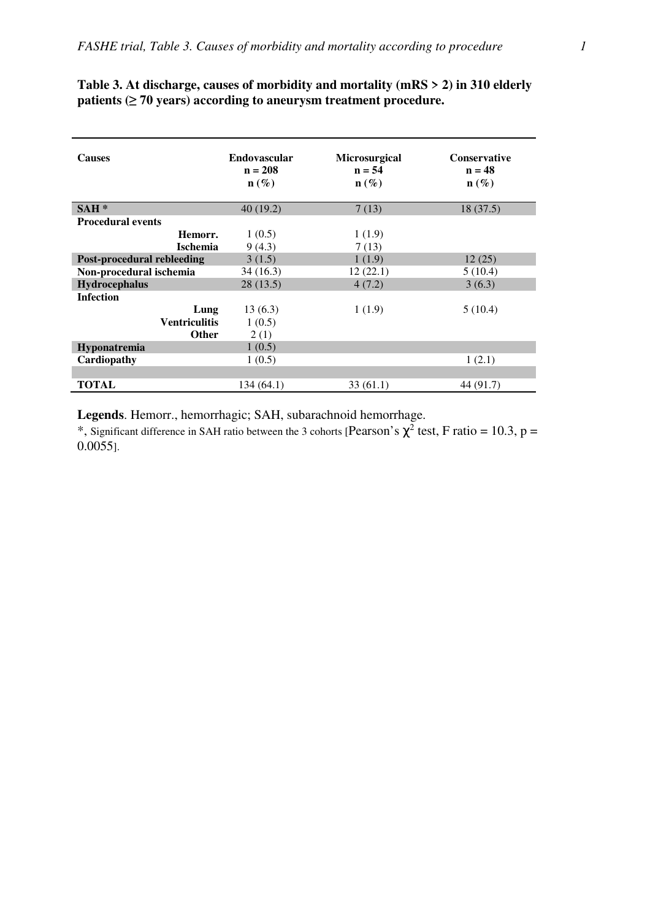**Table 3. At discharge, causes of morbidity and mortality (mRS > 2) in 310 elderly patients (≥ 70 years) according to aneurysm treatment procedure.**

| **Causes** | | **Endovascular n = 208 n (%)** | **Microsurgical n = 54 n (%)** | **Conservative n = 48 n (%)** |
|---|---|---|---|---|
| **SAH** * | | 40 (19.2) | 7 (13) | 18 (37.5) |
| **Procedural events** | | | | |
| | **Hemorr.** | 1 (0.5) | 1 (1.9) | |
| | **Ischemia** | 9 (4.3) | 7 (13) | |
| **Post-procedural rebleeding** | | 3 (1.5) | 1 (1.9) | 12 (25) |
| **Non-procedural ischemia** | | 34 (16.3) | 12 (22.1) | 5 (10.4) |
| **Hydrocephalus** | | 28 (13.5) | 4 (7.2) | 3 (6.3) |
| **Infection** | | | | |
| | **Lung** | 13 (6.3) | 1 (1.9) | 5 (10.4) |
| | **Ventriculitis** | 1 (0.5) | | |
| | **Other** | 2 (1) | | |
| **Hyponatremia** | | 1 (0.5) | | |
| **Cardiopathy** | | 1 (0.5) | | 1 (2.1) |
| | | | | |
| **TOTAL** | | 134 (64.1) | 33 (61.1) | 44 (91.7) |

**Legends**. Hemorr., hemorrhagic; SAH, subarachnoid hemorrhage.

*, Significant difference in SAH ratio between the 3 cohorts [Pearson's $\chi^2$ test, F ratio = 10.3, p = 0.0055].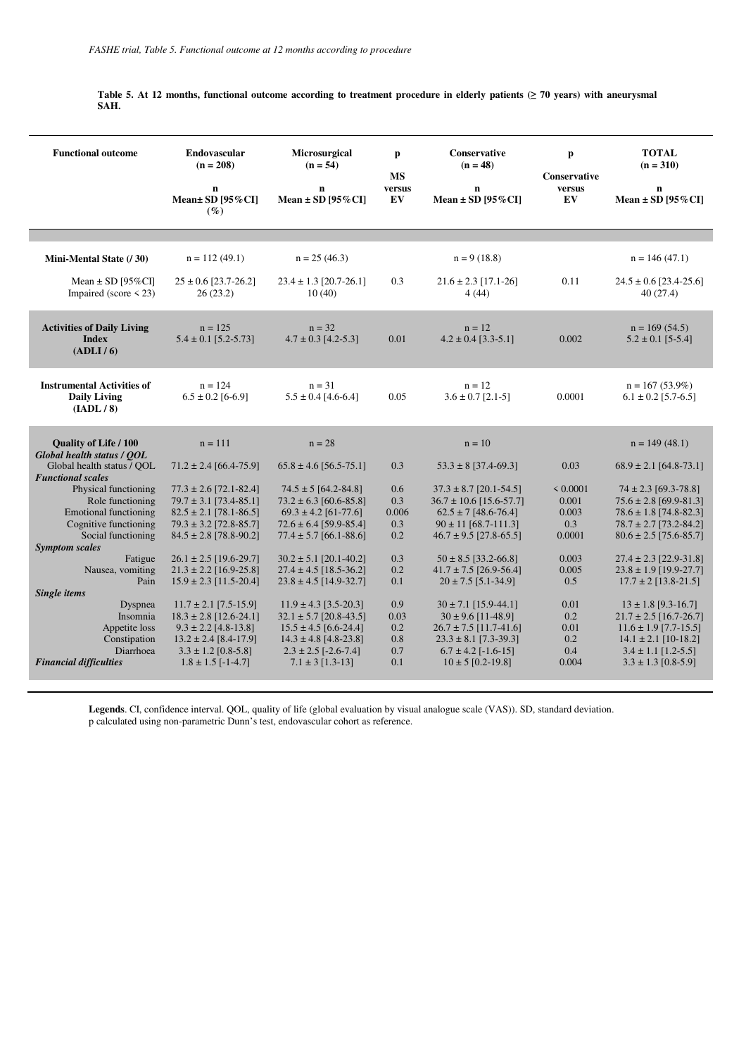*FASHE trial, Table 5. Functional outcome at 12 months according to procedure*

**Table 5. At 12 months, functional outcome according to treatment procedure in elderly patients (≥ 70 years) with aneurysmal SAH.**

| Functional outcome | Endovascular (n = 208) n Mean± SD [95%CI] (%) | Microsurgical (n = 54) n Mean ± SD [95%CI] | p MS versus EV | Conservative (n = 48) n Mean ± SD [95%CI] | p Conservative versus EV | TOTAL (n = 310) n Mean ± SD [95%CI] |
|---|---|---|---|---|---|---|
| **Mini-Mental State (/ 30)** | n = 112 (49.1) | n = 25 (46.3) | | n = 9 (18.8) | | n = 146 (47.1) |
| Mean ± SD [95%CI] | 25 ± 0.6 [23.7-26.2] | 23.4 ± 1.3 [20.7-26.1] | 0.3 | 21.6 ± 2.3 [17.1-26] | 0.11 | 24.5 ± 0.6 [23.4-25.6] |
| Impaired (score < 23) | 26 (23.2) | 10 (40) | | 4 (44) | | 40 (27.4) |
| **Activities of Daily Living Index (ADLI / 6)** | n = 125<br>5.4 ± 0.1 [5.2-5.73] | n = 32<br>4.7 ± 0.3 [4.2-5.3] | 0.01 | n = 12<br>4.2 ± 0.4 [3.3-5.1] | 0.002 | n = 169 (54.5)<br>5.2 ± 0.1 [5-5.4] |
| **Instrumental Activities of Daily Living (IADL / 8)** | n = 124<br>6.5 ± 0.2 [6-6.9] | n = 31<br>5.5 ± 0.4 [4.6-6.4] | 0.05 | n = 12<br>3.6 ± 0.7 [2.1-5] | 0.0001 | n = 167 (53.9%)<br>6.1 ± 0.2 [5.7-6.5] |
| **Quality of Life / 100** | n = 111 | n = 28 | | n = 10 | | n = 149 (48.1) |
| ***Global health status / QOL*** | | | | | | |
| Global health status / QOL | 71.2 ± 2.4 [66.4-75.9] | 65.8 ± 4.6 [56.5-75.1] | 0.3 | 53.3 ± 8 [37.4-69.3] | 0.03 | 68.9 ± 2.1 [64.8-73.1] |
| ***Functional scales*** | | | | | | |
| Physical functioning | 77.3 ± 2.6 [72.1-82.4] | 74.5 ± 5 [64.2-84.8] | 0.6 | 37.3 ± 8.7 [20.1-54.5] | < 0.0001 | 74 ± 2.3 [69.3-78.8] |
| Role functioning | 79.7 ± 3.1 [73.4-85.1] | 73.2 ± 6.3 [60.6-85.8] | 0.3 | 36.7 ± 10.6 [15.6-57.7] | 0.001 | 75.6 ± 2.8 [69.9-81.3] |
| Emotional functioning | 82.5 ± 2.1 [78.1-86.5] | 69.3 ± 4.2 [61-77.6] | 0.006 | 62.5 ± 7 [48.6-76.4] | 0.003 | 78.6 ± 1.8 [74.8-82.3] |
| Cognitive functioning | 79.3 ± 3.2 [72.8-85.7] | 72.6 ± 6.4 [59.9-85.4] | 0.3 | 90 ± 11 [68.7-111.3] | 0.3 | 78.7 ± 2.7 [73.2-84.2] |
| Social functioning | 84.5 ± 2.8 [78.8-90.2] | 77.4 ± 5.7 [66.1-88.6] | 0.2 | 46.7 ± 9.5 [27.8-65.5] | 0.0001 | 80.6 ± 2.5 [75.6-85.7] |
| ***Symptom scales*** | | | | | | |
| Fatigue | 26.1 ± 2.5 [19.6-29.7] | 30.2 ± 5.1 [20.1-40.2] | 0.3 | 50 ± 8.5 [33.2-66.8] | 0.003 | 27.4 ± 2.3 [22.9-31.8] |
| Nausea, vomiting | 21.3 ± 2.2 [16.9-25.8] | 27.4 ± 4.5 [18.5-36.2] | 0.2 | 41.7 ± 7.5 [26.9-56.4] | 0.005 | 23.8 ± 1.9 [19.9-27.7] |
| Pain | 15.9 ± 2.3 [11.5-20.4] | 23.8 ± 4.5 [14.9-32.7] | 0.1 | 20 ± 7.5 [5.1-34.9] | 0.5 | 17.7 ± 2 [13.8-21.5] |
| ***Single items*** | | | | | | |
| Dyspnea | 11.7 ± 2.1 [7.5-15.9] | 11.9 ± 4.3 [3.5-20.3] | 0.9 | 30 ± 7.1 [15.9-44.1] | 0.01 | 13 ± 1.8 [9.3-16.7] |
| Insomnia | 18.3 ± 2.8 [12.6-24.1] | 32.1 ± 5.7 [20.8-43.5] | 0.03 | 30 ± 9.6 [11-48.9] | 0.2 | 21.7 ± 2.5 [16.7-26.7] |
| Appetite loss | 9.3 ± 2.2 [4.8-13.8] | 15.5 ± 4.5 [6.6-24.4] | 0.2 | 26.7 ± 7.5 [11.7-41.6] | 0.01 | 11.6 ± 1.9 [7.7-15.5] |
| Constipation | 13.2 ± 2.4 [8.4-17.9] | 14.3 ± 4.8 [4.8-23.8] | 0.8 | 23.3 ± 8.1 [7.3-39.3] | 0.2 | 14.1 ± 2.1 [10-18.2] |
| Diarrhoea | 3.3 ± 1.2 [0.8-5.8] | 2.3 ± 2.5 [-2.6-7.4] | 0.7 | 6.7 ± 4.2 [-1.6-15] | 0.4 | 3.4 ± 1.1 [1.2-5.5] |
| ***Financial difficulties*** | 1.8 ± 1.5 [-1-4.7] | 7.1 ± 3 [1.3-13] | 0.1 | 10 ± 5 [0.2-19.8] | 0.004 | 3.3 ± 1.3 [0.8-5.9] |

**Legends**. CI, confidence interval. QOL, quality of life (global evaluation by visual analogue scale (VAS)). SD, standard deviation.
p calculated using non-parametric Dunn's test, endovascular cohort as reference.